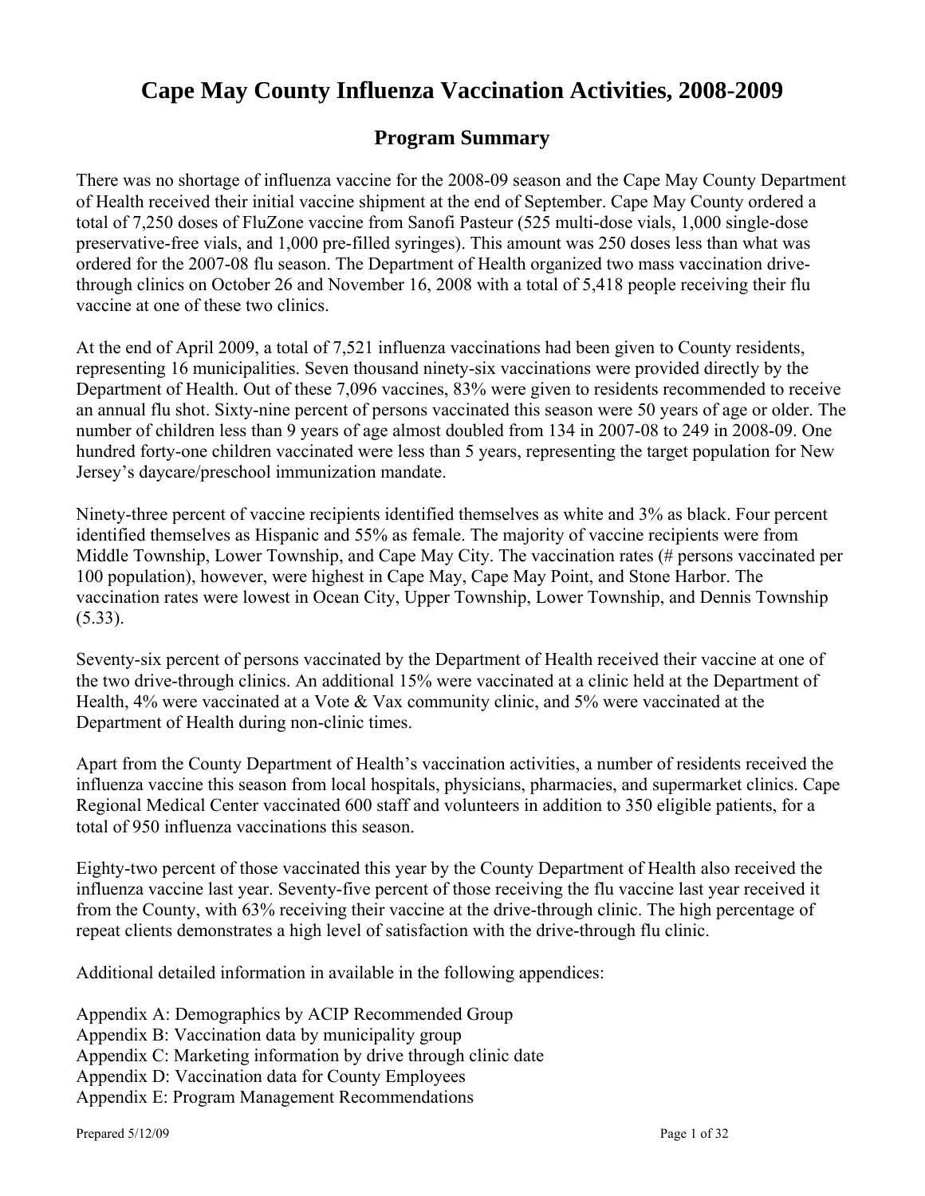# Cape May County Influenza Vaccination Activities, 2008-2009

## Program Summary

There was no shortage of influenza vaccine for the 2008-09 season and the Cape May County Department of Health received their initial vaccine shipment at the end of September. Cape May County ordered a total of 7,250 doses of FluZone vaccine from Sanofi Pasteur (525 multi-dose vials, 1,000 single-dose preservative-free vials, and 1,000 pre-filled syringes). This amount was 250 doses less than what was ordered for the 2007-08 flu season. The Department of Health organized two mass vaccination drive-through clinics on October 26 and November 16, 2008 with a total of 5,418 people receiving their flu vaccine at one of these two clinics.

At the end of April 2009, a total of 7,521 influenza vaccinations had been given to County residents, representing 16 municipalities. Seven thousand ninety-six vaccinations were provided directly by the Department of Health. Out of these 7,096 vaccines, 83% were given to residents recommended to receive an annual flu shot. Sixty-nine percent of persons vaccinated this season were 50 years of age or older. The number of children less than 9 years of age almost doubled from 134 in 2007-08 to 249 in 2008-09. One hundred forty-one children vaccinated were less than 5 years, representing the target population for New Jersey's daycare/preschool immunization mandate.

Ninety-three percent of vaccine recipients identified themselves as white and 3% as black. Four percent identified themselves as Hispanic and 55% as female. The majority of vaccine recipients were from Middle Township, Lower Township, and Cape May City. The vaccination rates (# persons vaccinated per 100 population), however, were highest in Cape May, Cape May Point, and Stone Harbor. The vaccination rates were lowest in Ocean City, Upper Township, Lower Township, and Dennis Township (5.33).

Seventy-six percent of persons vaccinated by the Department of Health received their vaccine at one of the two drive-through clinics. An additional 15% were vaccinated at a clinic held at the Department of Health, 4% were vaccinated at a Vote & Vax community clinic, and 5% were vaccinated at the Department of Health during non-clinic times.

Apart from the County Department of Health's vaccination activities, a number of residents received the influenza vaccine this season from local hospitals, physicians, pharmacies, and supermarket clinics. Cape Regional Medical Center vaccinated 600 staff and volunteers in addition to 350 eligible patients, for a total of 950 influenza vaccinations this season.

Eighty-two percent of those vaccinated this year by the County Department of Health also received the influenza vaccine last year. Seventy-five percent of those receiving the flu vaccine last year received it from the County, with 63% receiving their vaccine at the drive-through clinic. The high percentage of repeat clients demonstrates a high level of satisfaction with the drive-through flu clinic.

Additional detailed information in available in the following appendices:

Appendix A: Demographics by ACIP Recommended Group
Appendix B: Vaccination data by municipality group
Appendix C: Marketing information by drive through clinic date
Appendix D: Vaccination data for County Employees
Appendix E: Program Management Recommendations

Prepared 5/12/09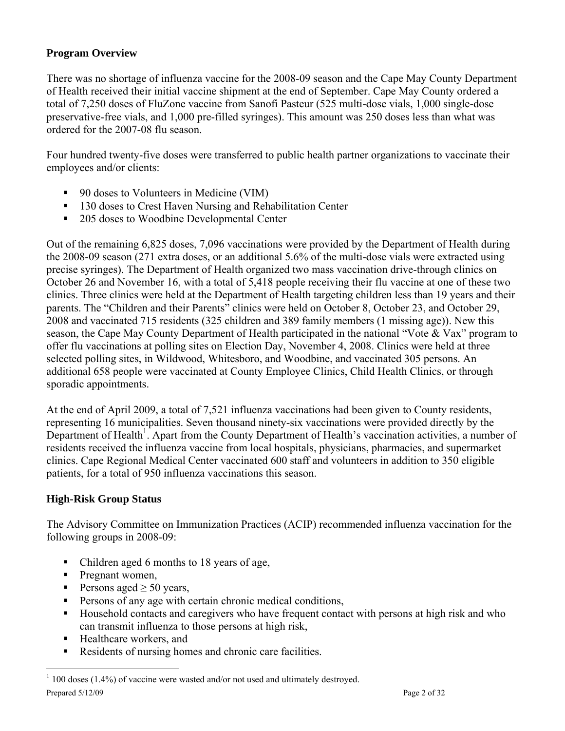## Program Overview

There was no shortage of influenza vaccine for the 2008-09 season and the Cape May County Department of Health received their initial vaccine shipment at the end of September. Cape May County ordered a total of 7,250 doses of FluZone vaccine from Sanofi Pasteur (525 multi-dose vials, 1,000 single-dose preservative-free vials, and 1,000 pre-filled syringes). This amount was 250 doses less than what was ordered for the 2007-08 flu season.

Four hundred twenty-five doses were transferred to public health partner organizations to vaccinate their employees and/or clients:

- 90 doses to Volunteers in Medicine (VIM)
- 130 doses to Crest Haven Nursing and Rehabilitation Center
- 205 doses to Woodbine Developmental Center

Out of the remaining 6,825 doses, 7,096 vaccinations were provided by the Department of Health during the 2008-09 season (271 extra doses, or an additional 5.6% of the multi-dose vials were extracted using precise syringes). The Department of Health organized two mass vaccination drive-through clinics on October 26 and November 16, with a total of 5,418 people receiving their flu vaccine at one of these two clinics. Three clinics were held at the Department of Health targeting children less than 19 years and their parents. The "Children and their Parents" clinics were held on October 8, October 23, and October 29, 2008 and vaccinated 715 residents (325 children and 389 family members (1 missing age)). New this season, the Cape May County Department of Health participated in the national "Vote & Vax" program to offer flu vaccinations at polling sites on Election Day, November 4, 2008. Clinics were held at three selected polling sites, in Wildwood, Whitesboro, and Woodbine, and vaccinated 305 persons. An additional 658 people were vaccinated at County Employee Clinics, Child Health Clinics, or through sporadic appointments.

At the end of April 2009, a total of 7,521 influenza vaccinations had been given to County residents, representing 16 municipalities. Seven thousand ninety-six vaccinations were provided directly by the Department of Health[1]. Apart from the County Department of Health's vaccination activities, a number of residents received the influenza vaccine from local hospitals, physicians, pharmacies, and supermarket clinics. Cape Regional Medical Center vaccinated 600 staff and volunteers in addition to 350 eligible patients, for a total of 950 influenza vaccinations this season.

## High-Risk Group Status

The Advisory Committee on Immunization Practices (ACIP) recommended influenza vaccination for the following groups in 2008-09:

- Children aged 6 months to 18 years of age,
- Pregnant women,
- Persons aged ≥ 50 years,
- Persons of any age with certain chronic medical conditions,
- Household contacts and caregivers who have frequent contact with persons at high risk and who can transmit influenza to those persons at high risk,
- Healthcare workers, and
- Residents of nursing homes and chronic care facilities.

[1] 100 doses (1.4%) of vaccine were wasted and/or not used and ultimately destroyed.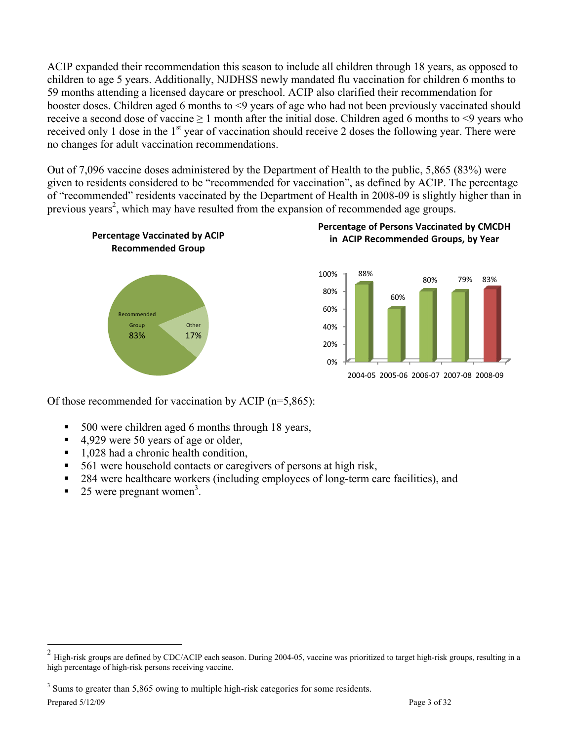ACIP expanded their recommendation this season to include all children through 18 years, as opposed to children to age 5 years. Additionally, NJDHSS newly mandated flu vaccination for children 6 months to 59 months attending a licensed daycare or preschool. ACIP also clarified their recommendation for booster doses. Children aged 6 months to <9 years of age who had not been previously vaccinated should receive a second dose of vaccine ≥ 1 month after the initial dose. Children aged 6 months to <9 years who received only 1 dose in the 1st year of vaccination should receive 2 doses the following year. There were no changes for adult vaccination recommendations.

Out of 7,096 vaccine doses administered by the Department of Health to the public, 5,865 (83%) were given to residents considered to be "recommended for vaccination", as defined by ACIP. The percentage of "recommended" residents vaccinated by the Department of Health in 2008-09 is slightly higher than in previous years[2], which may have resulted from the expansion of recommended age groups.

**Percentage Vaccinated by ACIP Recommended Group**

| Group | Percentage |
|---|---|
| Recommended Group | 83% |
| Other | 17% |

**Percentage of Persons Vaccinated by CMCDH in ACIP Recommended Groups, by Year**

| Year | Percentage |
|---|---|
| 2004-05 | 88% |
| 2005-06 | 60% |
| 2006-07 | 80% |
| 2007-08 | 79% |
| 2008-09 | 83% |

Of those recommended for vaccination by ACIP (n=5,865):

- 500 were children aged 6 months through 18 years,
- 4,929 were 50 years of age or older,
- 1,028 had a chronic health condition,
- 561 were household contacts or caregivers of persons at high risk,
- 284 were healthcare workers (including employees of long-term care facilities), and
- 25 were pregnant women[3].

---

[2] High-risk groups are defined by CDC/ACIP each season. During 2004-05, vaccine was prioritized to target high-risk groups, resulting in a high percentage of high-risk persons receiving vaccine.

[3] Sums to greater than 5,865 owing to multiple high-risk categories for some residents.

Prepared 5/12/09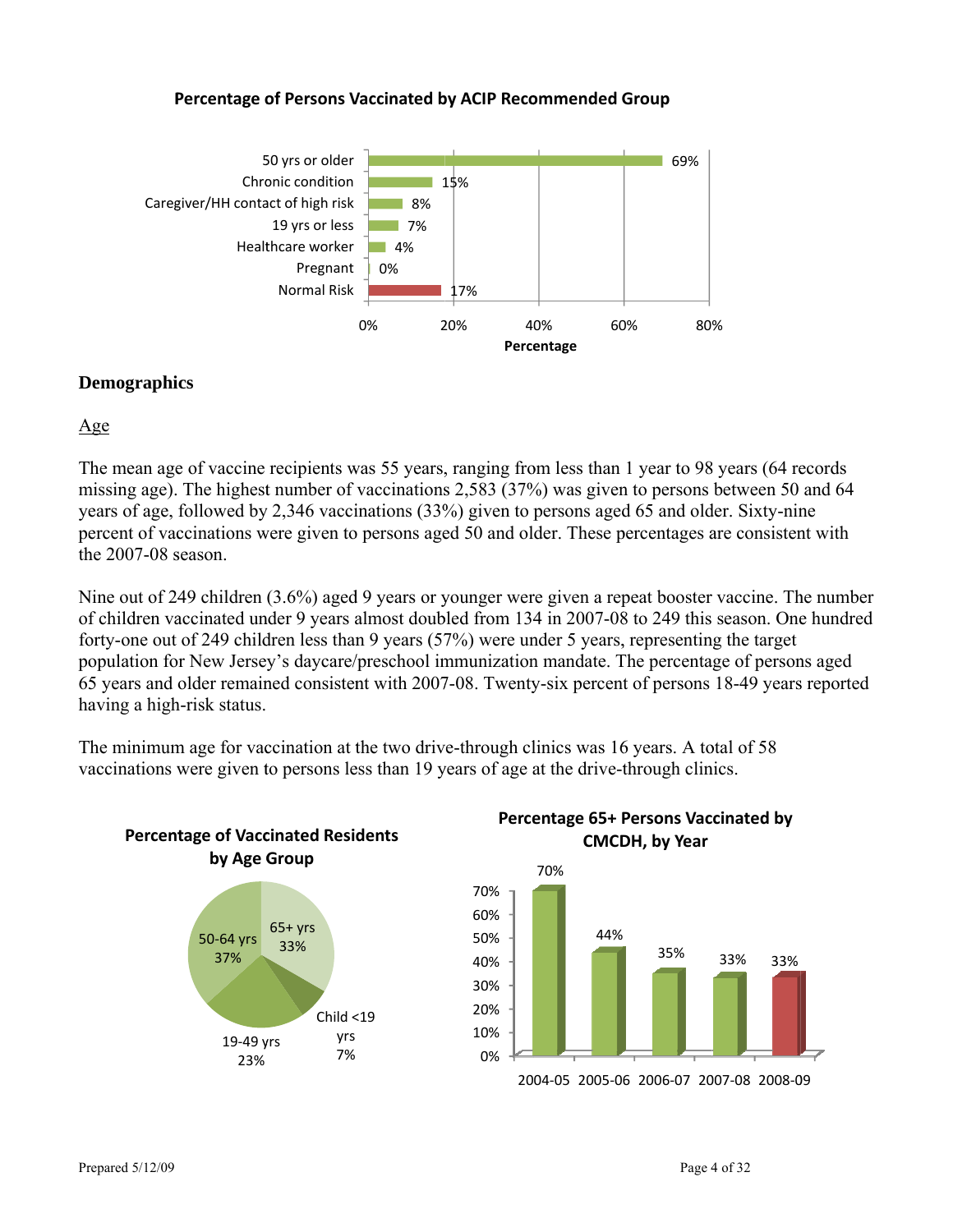**Percentage of Persons Vaccinated by ACIP Recommended Group**

| Group | Percentage |
|---|---|
| 50 yrs or older | 69% |
| Chronic condition | 15% |
| Caregiver/HH contact of high risk | 8% |
| 19 yrs or less | 7% |
| Healthcare worker | 4% |
| Pregnant | 0% |
| Normal Risk | 17% |

## Demographics

### Age

The mean age of vaccine recipients was 55 years, ranging from less than 1 year to 98 years (64 records missing age). The highest number of vaccinations 2,583 (37%) was given to persons between 50 and 64 years of age, followed by 2,346 vaccinations (33%) given to persons aged 65 and older. Sixty-nine percent of vaccinations were given to persons aged 50 and older. These percentages are consistent with the 2007-08 season.

Nine out of 249 children (3.6%) aged 9 years or younger were given a repeat booster vaccine. The number of children vaccinated under 9 years almost doubled from 134 in 2007-08 to 249 this season. One hundred forty-one out of 249 children less than 9 years (57%) were under 5 years, representing the target population for New Jersey's daycare/preschool immunization mandate. The percentage of persons aged 65 years and older remained consistent with 2007-08. Twenty-six percent of persons 18-49 years reported having a high-risk status.

The minimum age for vaccination at the two drive-through clinics was 16 years. A total of 58 vaccinations were given to persons less than 19 years of age at the drive-through clinics.

**Percentage of Vaccinated Residents by Age Group**

| Age Group | Percentage |
|---|---|
| 65+ yrs | 33% |
| 50-64 yrs | 37% |
| 19-49 yrs | 23% |
| Child <19 yrs | 7% |

**Percentage 65+ Persons Vaccinated by CMCDH, by Year**

| Year | Percentage |
|---|---|
| 2004-05 | 70% |
| 2005-06 | 44% |
| 2006-07 | 35% |
| 2007-08 | 33% |
| 2008-09 | 33% |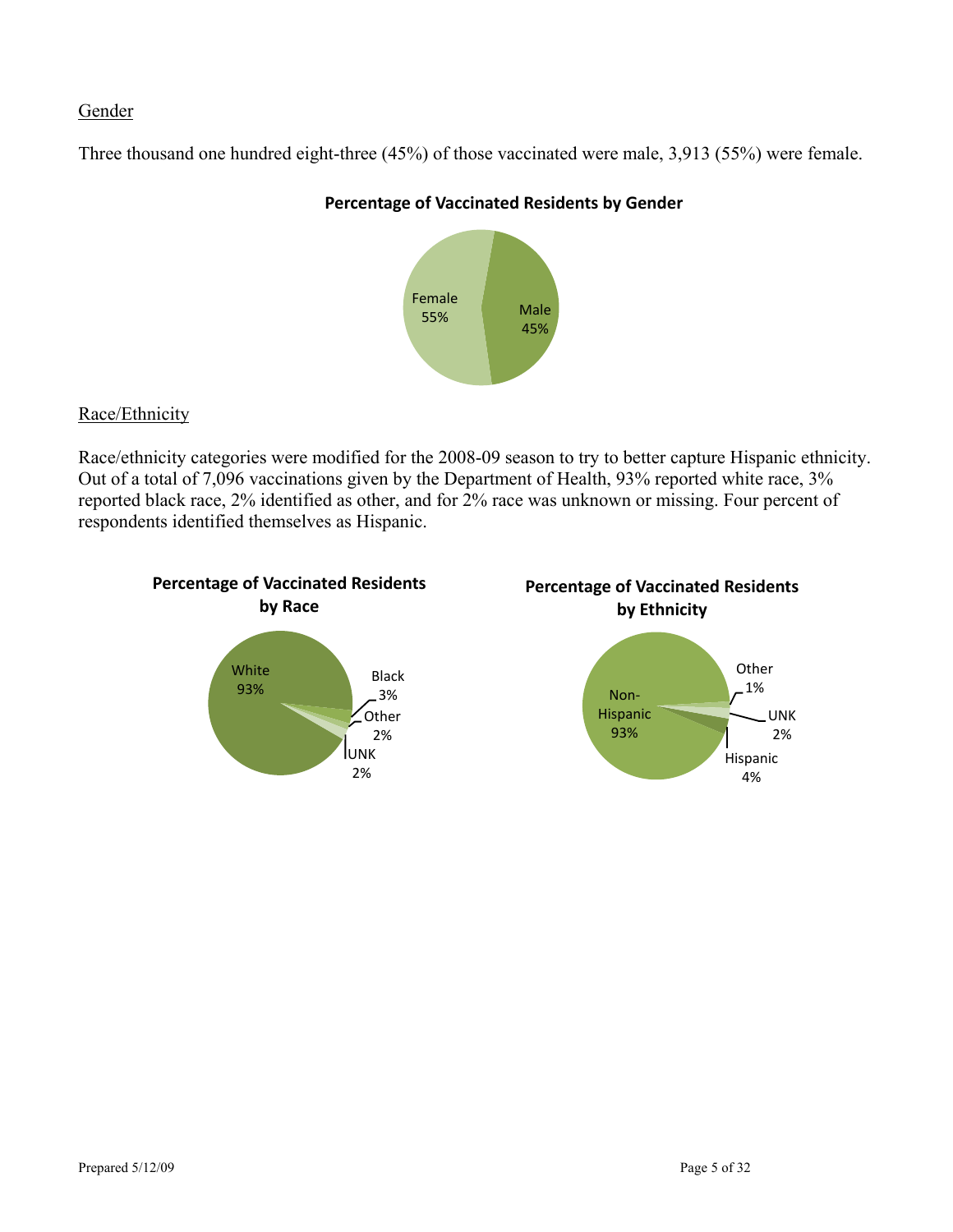## Gender

Three thousand one hundred eight-three (45%) of those vaccinated were male, 3,913 (55%) were female.

**Percentage of Vaccinated Residents by Gender**

Female 55%
Male 45%

## Race/Ethnicity

Race/ethnicity categories were modified for the 2008-09 season to try to better capture Hispanic ethnicity. Out of a total of 7,096 vaccinations given by the Department of Health, 93% reported white race, 3% reported black race, 2% identified as other, and for 2% race was unknown or missing. Four percent of respondents identified themselves as Hispanic.

**Percentage of Vaccinated Residents by Race**

White 93%
Black 3%
Other 2%
UNK 2%

**Percentage of Vaccinated Residents by Ethnicity**

Non-Hispanic 93%
Other 1%
UNK 2%
Hispanic 4%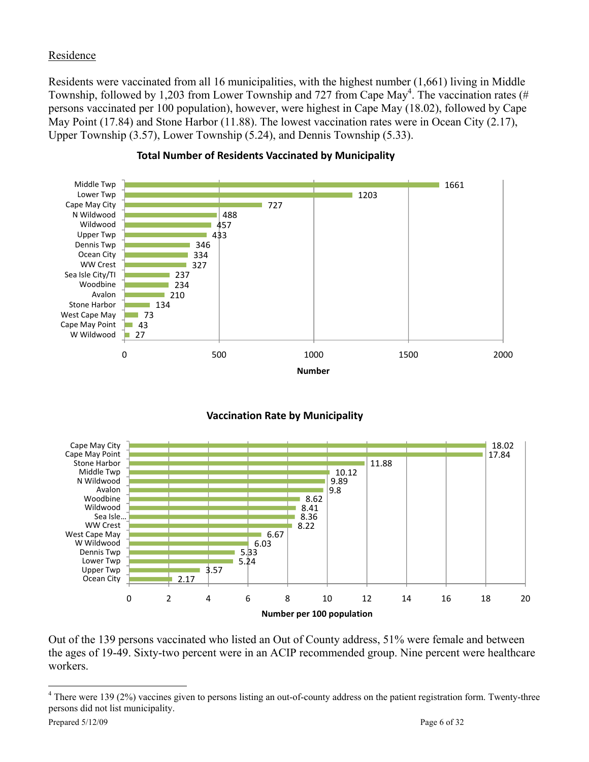Residence

Residents were vaccinated from all 16 municipalities, with the highest number (1,661) living in Middle Township, followed by 1,203 from Lower Township and 727 from Cape May[4]. The vaccination rates (# persons vaccinated per 100 population), however, were highest in Cape May (18.02), followed by Cape May Point (17.84) and Stone Harbor (11.88). The lowest vaccination rates were in Ocean City (2.17), Upper Township (3.57), Lower Township (5.24), and Dennis Township (5.33).

**Total Number of Residents Vaccinated by Municipality**

| Municipality | Number |
|---|---|
| Middle Twp | 1661 |
| Lower Twp | 1203 |
| Cape May City | 727 |
| N Wildwood | 488 |
| Wildwood | 457 |
| Upper Twp | 433 |
| Dennis Twp | 346 |
| Ocean City | 334 |
| WW Crest | 327 |
| Sea Isle City/TI | 237 |
| Woodbine | 234 |
| Avalon | 210 |
| Stone Harbor | 134 |
| West Cape May | 73 |
| Cape May Point | 43 |
| W Wildwood | 27 |

**Vaccination Rate by Municipality**

| Municipality | Number per 100 population |
|---|---|
| Cape May City | 18.02 |
| Cape May Point | 17.84 |
| Stone Harbor | 11.88 |
| Middle Twp | 10.12 |
| N Wildwood | 9.89 |
| Avalon | 9.8 |
| Woodbine | 8.62 |
| Wildwood | 8.41 |
| Sea Isle... | 8.36 |
| WW Crest | 8.22 |
| West Cape May | 6.67 |
| W Wildwood | 6.03 |
| Dennis Twp | 5.33 |
| Lower Twp | 5.24 |
| Upper Twp | 3.57 |
| Ocean City | 2.17 |

Out of the 139 persons vaccinated who listed an Out of County address, 51% were female and between the ages of 19-49. Sixty-two percent were in an ACIP recommended group. Nine percent were healthcare workers.

[4] There were 139 (2%) vaccines given to persons listing an out-of-county address on the patient registration form. Twenty-three persons did not list municipality.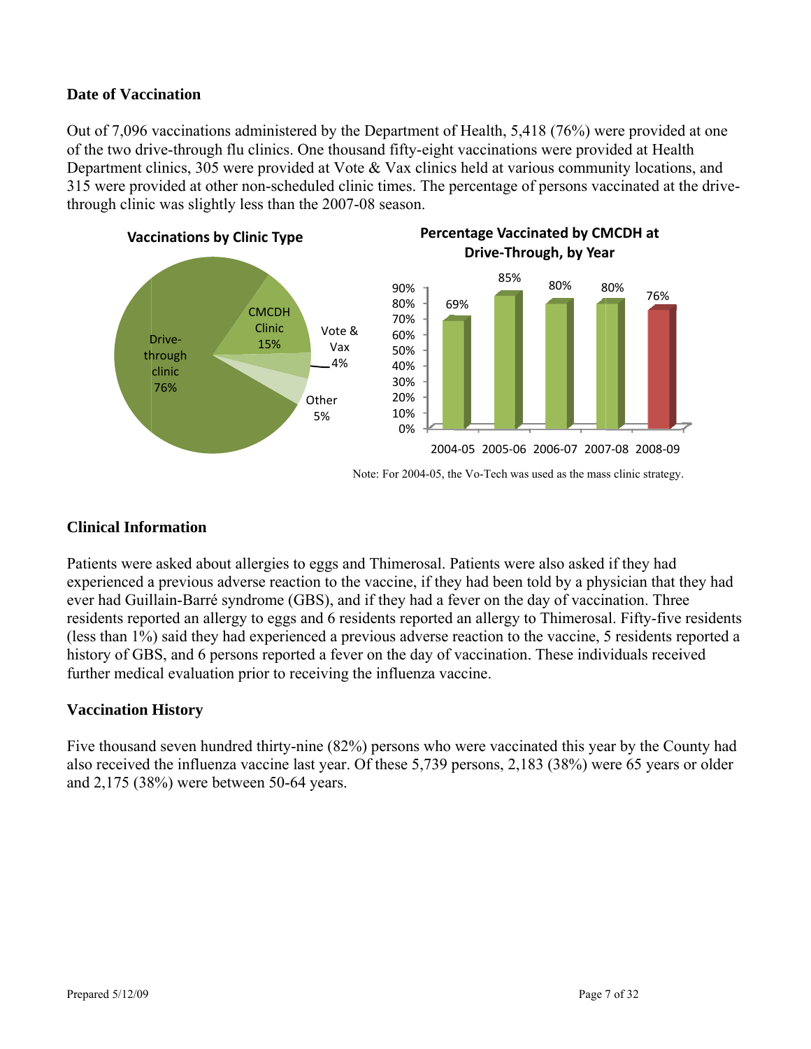## Date of Vaccination

Out of 7,096 vaccinations administered by the Department of Health, 5,418 (76%) were provided at one of the two drive-through flu clinics. One thousand fifty-eight vaccinations were provided at Health Department clinics, 305 were provided at Vote & Vax clinics held at various community locations, and 315 were provided at other non-scheduled clinic times. The percentage of persons vaccinated at the drive-through clinic was slightly less than the 2007-08 season.

**Vaccinations by Clinic Type**

| Clinic Type | Percentage |
|---|---|
| Drive-through clinic | 76% |
| CMCDH Clinic | 15% |
| Vote & Vax | 4% |
| Other | 5% |

**Percentage Vaccinated by CMCDH at Drive-Through, by Year**

| Year | Percentage |
|---|---|
| 2004-05 | 69% |
| 2005-06 | 85% |
| 2006-07 | 80% |
| 2007-08 | 80% |
| 2008-09 | 76% |

Note: For 2004-05, the Vo-Tech was used as the mass clinic strategy.

## Clinical Information

Patients were asked about allergies to eggs and Thimerosal. Patients were also asked if they had experienced a previous adverse reaction to the vaccine, if they had been told by a physician that they had ever had Guillain-Barré syndrome (GBS), and if they had a fever on the day of vaccination. Three residents reported an allergy to eggs and 6 residents reported an allergy to Thimerosal. Fifty-five residents (less than 1%) said they had experienced a previous adverse reaction to the vaccine, 5 residents reported a history of GBS, and 6 persons reported a fever on the day of vaccination. These individuals received further medical evaluation prior to receiving the influenza vaccine.

## Vaccination History

Five thousand seven hundred thirty-nine (82%) persons who were vaccinated this year by the County had also received the influenza vaccine last year. Of these 5,739 persons, 2,183 (38%) were 65 years or older and 2,175 (38%) were between 50-64 years.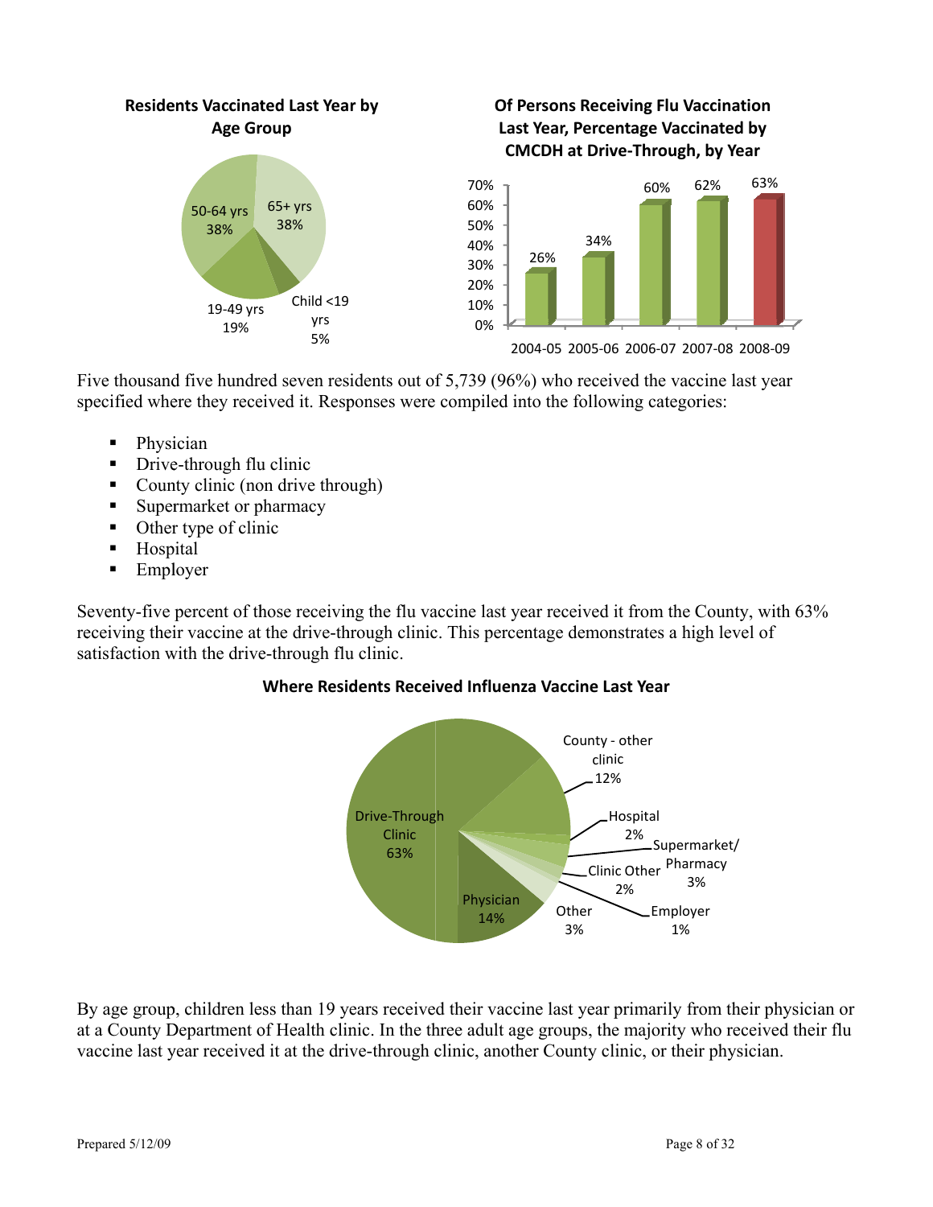**Residents Vaccinated Last Year by Age Group**

| Age Group | Percent |
|---|---|
| 65+ yrs | 38% |
| 50-64 yrs | 38% |
| 19-49 yrs | 19% |
| Child <19 yrs | 5% |

**Of Persons Receiving Flu Vaccination Last Year, Percentage Vaccinated by CMCDH at Drive-Through, by Year**

| Year | Percent |
|---|---|
| 2004-05 | 26% |
| 2005-06 | 34% |
| 2006-07 | 60% |
| 2007-08 | 62% |
| 2008-09 | 63% |

Five thousand five hundred seven residents out of 5,739 (96%) who received the vaccine last year specified where they received it. Responses were compiled into the following categories:

- Physician
- Drive-through flu clinic
- County clinic (non drive through)
- Supermarket or pharmacy
- Other type of clinic
- Hospital
- Employer

Seventy-five percent of those receiving the flu vaccine last year received it from the County, with 63% receiving their vaccine at the drive-through clinic. This percentage demonstrates a high level of satisfaction with the drive-through flu clinic.

**Where Residents Received Influenza Vaccine Last Year**

| Location | Percent |
|---|---|
| Drive-Through Clinic | 63% |
| Physician | 14% |
| County - other clinic | 12% |
| Hospital | 2% |
| Supermarket/ Pharmacy | 3% |
| Clinic Other | 2% |
| Employer | 1% |
| Other | 3% |

By age group, children less than 19 years received their vaccine last year primarily from their physician or at a County Department of Health clinic. In the three adult age groups, the majority who received their flu vaccine last year received it at the drive-through clinic, another County clinic, or their physician.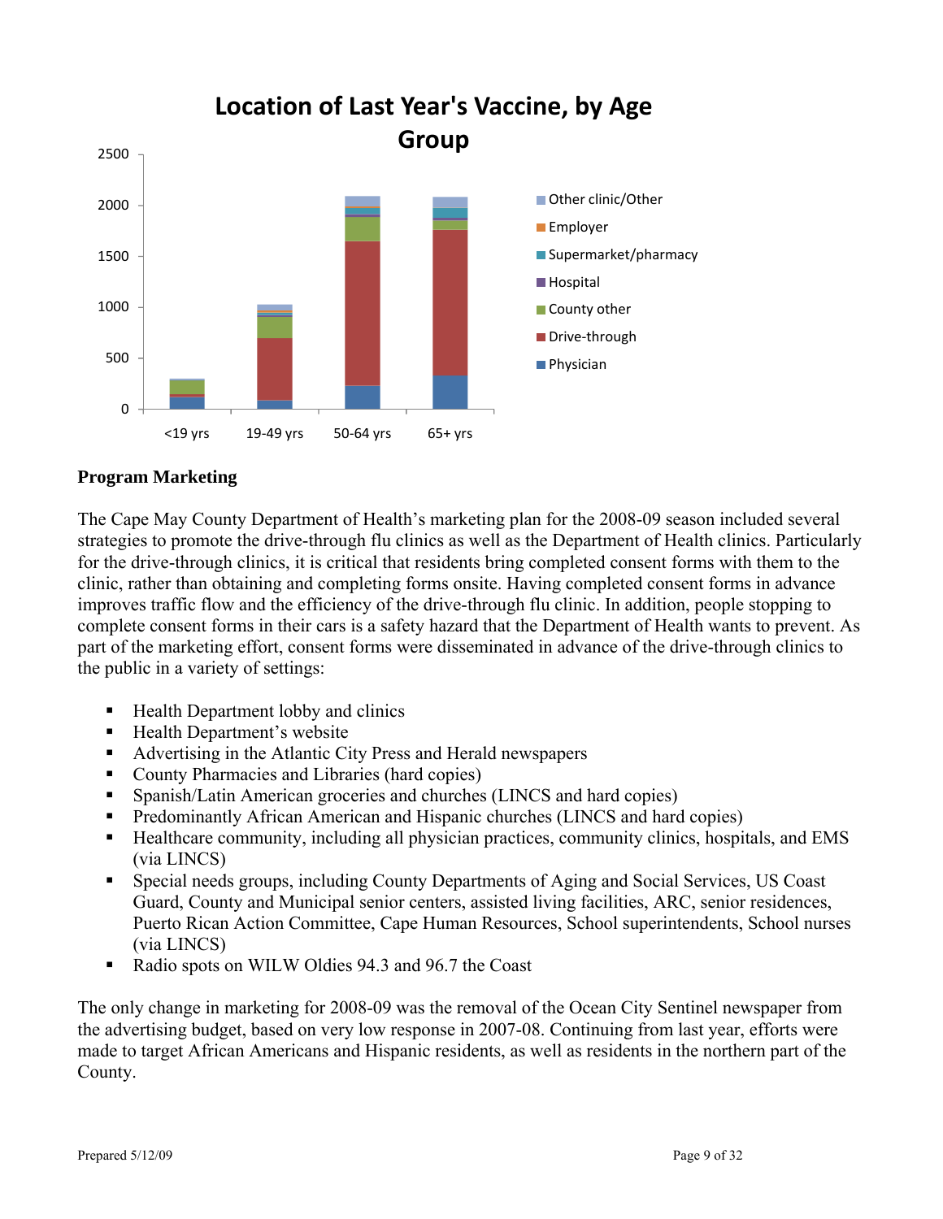## Location of Last Year's Vaccine, by Age Group

**Program Marketing**

The Cape May County Department of Health's marketing plan for the 2008-09 season included several strategies to promote the drive-through flu clinics as well as the Department of Health clinics. Particularly for the drive-through clinics, it is critical that residents bring completed consent forms with them to the clinic, rather than obtaining and completing forms onsite. Having completed consent forms in advance improves traffic flow and the efficiency of the drive-through flu clinic. In addition, people stopping to complete consent forms in their cars is a safety hazard that the Department of Health wants to prevent. As part of the marketing effort, consent forms were disseminated in advance of the drive-through clinics to the public in a variety of settings:

- Health Department lobby and clinics
- Health Department's website
- Advertising in the Atlantic City Press and Herald newspapers
- County Pharmacies and Libraries (hard copies)
- Spanish/Latin American groceries and churches (LINCS and hard copies)
- Predominantly African American and Hispanic churches (LINCS and hard copies)
- Healthcare community, including all physician practices, community clinics, hospitals, and EMS (via LINCS)
- Special needs groups, including County Departments of Aging and Social Services, US Coast Guard, County and Municipal senior centers, assisted living facilities, ARC, senior residences, Puerto Rican Action Committee, Cape Human Resources, School superintendents, School nurses (via LINCS)
- Radio spots on WILW Oldies 94.3 and 96.7 the Coast

The only change in marketing for 2008-09 was the removal of the Ocean City Sentinel newspaper from the advertising budget, based on very low response in 2007-08. Continuing from last year, efforts were made to target African Americans and Hispanic residents, as well as residents in the northern part of the County.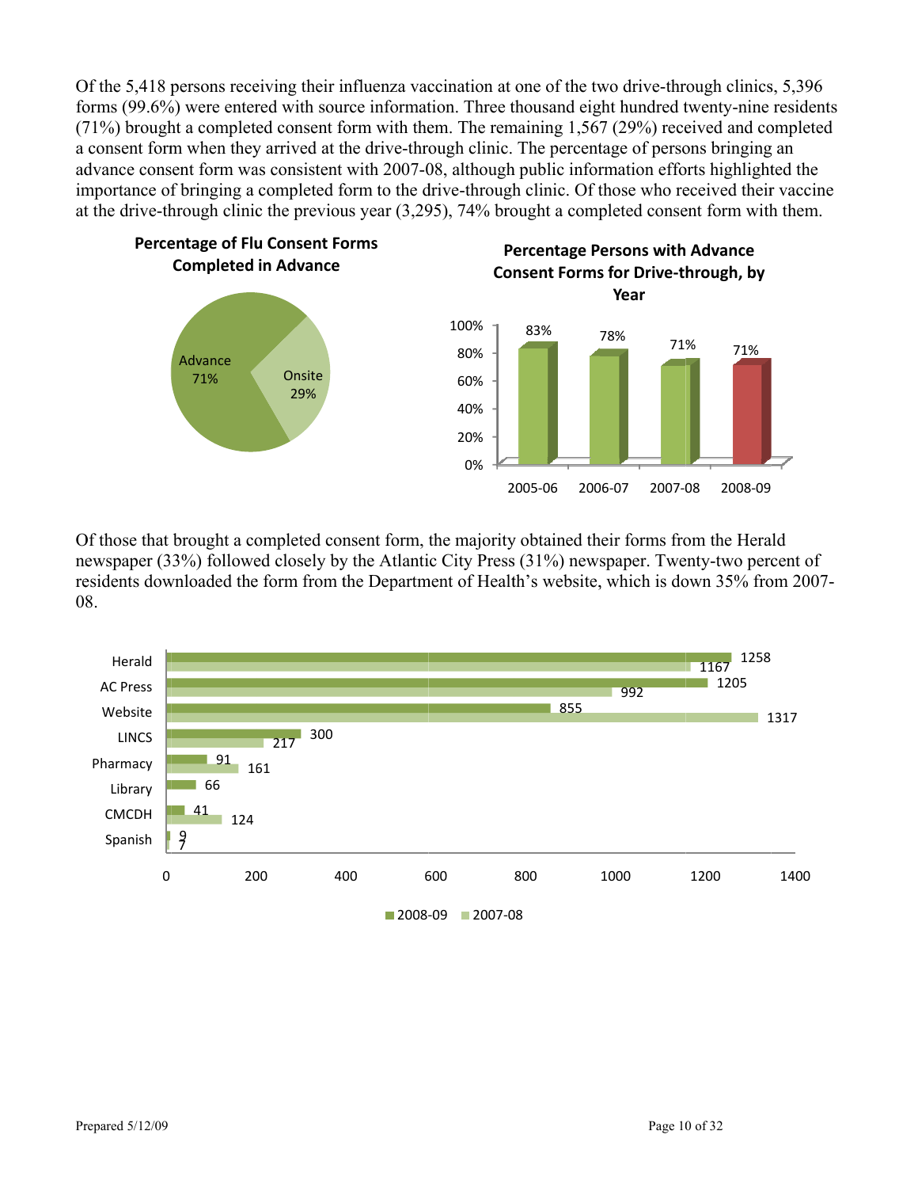Of the 5,418 persons receiving their influenza vaccination at one of the two drive-through clinics, 5,396 forms (99.6%) were entered with source information. Three thousand eight hundred twenty-nine residents (71%) brought a completed consent form with them. The remaining 1,567 (29%) received and completed a consent form when they arrived at the drive-through clinic. The percentage of persons bringing an advance consent form was consistent with 2007-08, although public information efforts highlighted the importance of bringing a completed form to the drive-through clinic. Of those who received their vaccine at the drive-through clinic the previous year (3,295), 74% brought a completed consent form with them.

**Percentage of Flu Consent Forms Completed in Advance**

| Type | Percentage |
|---|---|
| Advance | 71% |
| Onsite | 29% |

**Percentage Persons with Advance Consent Forms for Drive-through, by Year**

| Year | Percentage |
|---|---|
| 2005-06 | 83% |
| 2006-07 | 78% |
| 2007-08 | 71% |
| 2008-09 | 71% |

Of those that brought a completed consent form, the majority obtained their forms from the Herald newspaper (33%) followed closely by the Atlantic City Press (31%) newspaper. Twenty-two percent of residents downloaded the form from the Department of Health's website, which is down 35% from 2007-08.

| Source | 2008-09 | 2007-08 |
|---|---|---|
| Herald | 1258 | 1167 |
| AC Press | 1205 | 992 |
| Website | 855 | 1317 |
| LINCS | 300 | 217 |
| Pharmacy | 91 | 161 |
| Library | 66 | |
| CMCDH | 41 | 124 |
| Spanish | 9 | 7 |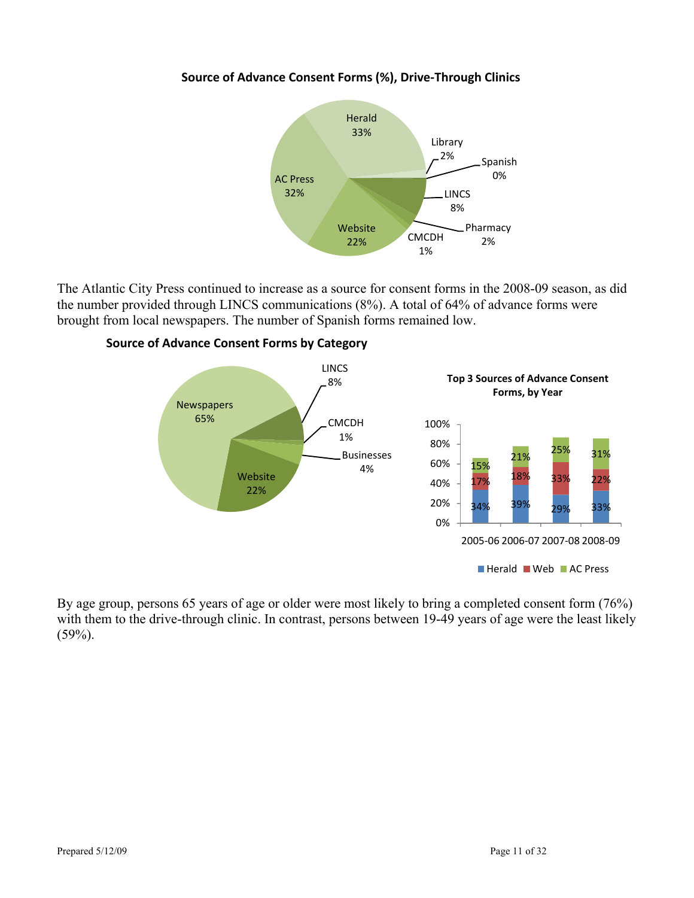**Source of Advance Consent Forms (%), Drive-Through Clinics**

| Source | % |
|---|---|
| Herald | 33% |
| Library | 2% |
| Spanish | 0% |
| LINCS | 8% |
| Pharmacy | 2% |
| CMCDH | 1% |
| Website | 22% |
| AC Press | 32% |

The Atlantic City Press continued to increase as a source for consent forms in the 2008-09 season, as did the number provided through LINCS communications (8%). A total of 64% of advance forms were brought from local newspapers. The number of Spanish forms remained low.

**Source of Advance Consent Forms by Category**

| Category | % |
|---|---|
| Newspapers | 65% |
| LINCS | 8% |
| CMCDH | 1% |
| Businesses | 4% |
| Website | 22% |

**Top 3 Sources of Advance Consent Forms, by Year**

| Year | Herald | Web | AC Press |
|---|---|---|---|
| 2005-06 | 34% | 17% | 15% |
| 2006-07 | 39% | 18% | 21% |
| 2007-08 | 29% | 33% | 25% |
| 2008-09 | 33% | 22% | 31% |

By age group, persons 65 years of age or older were most likely to bring a completed consent form (76%) with them to the drive-through clinic. In contrast, persons between 19-49 years of age were the least likely (59%).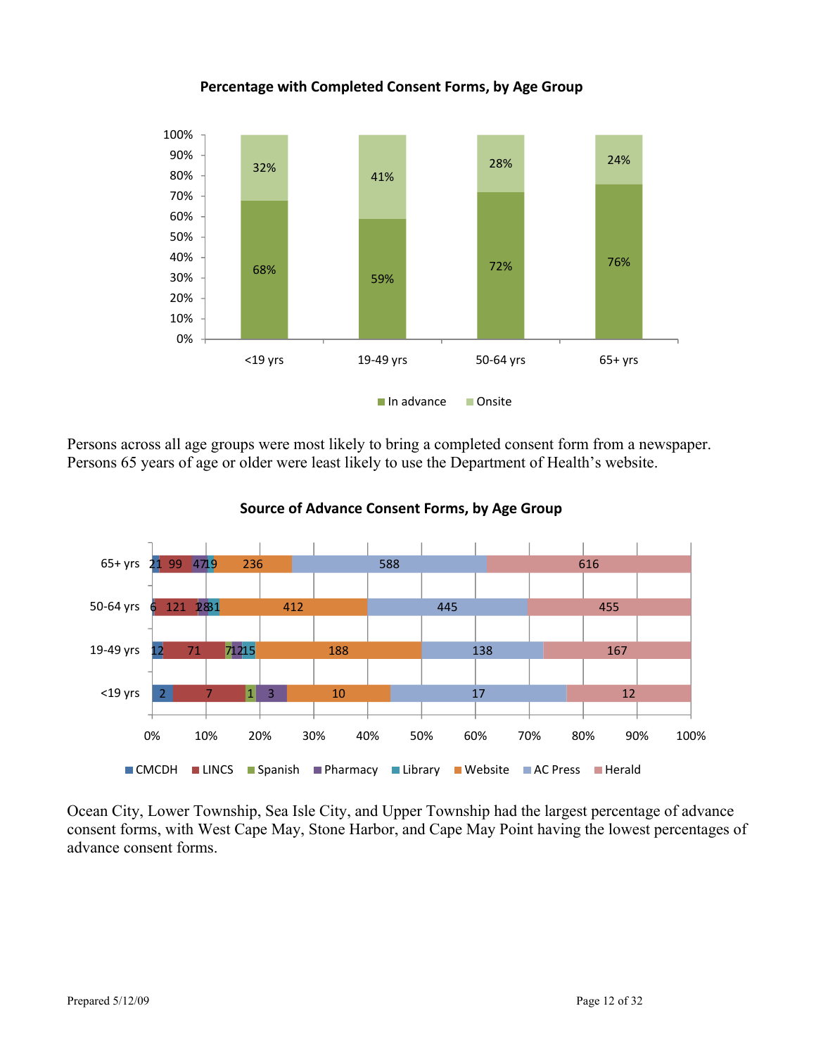**Percentage with Completed Consent Forms, by Age Group**

| Age Group | In advance | Onsite |
|---|---|---|
| <19 yrs | 68% | 32% |
| 19-49 yrs | 59% | 41% |
| 50-64 yrs | 72% | 28% |
| 65+ yrs | 76% | 24% |

Persons across all age groups were most likely to bring a completed consent form from a newspaper. Persons 65 years of age or older were least likely to use the Department of Health's website.

**Source of Advance Consent Forms, by Age Group**

| Age Group | CMCDH | LINCS | Spanish | Pharmacy | Library | Website | AC Press | Herald |
|---|---|---|---|---|---|---|---|---|
| 65+ yrs | 21 | 99 | | 47 | 19 | 236 | 588 | 616 |
| 50-64 yrs | 6 | 121 | 1 | 28 | 31 | 412 | 445 | 455 |
| 19-49 yrs | 12 | 71 | 7 | 12 | 15 | 188 | 138 | 167 |
| <19 yrs | 2 | 7 | 1 | 3 | | 10 | 17 | 12 |

Ocean City, Lower Township, Sea Isle City, and Upper Township had the largest percentage of advance consent forms, with West Cape May, Stone Harbor, and Cape May Point having the lowest percentages of advance consent forms.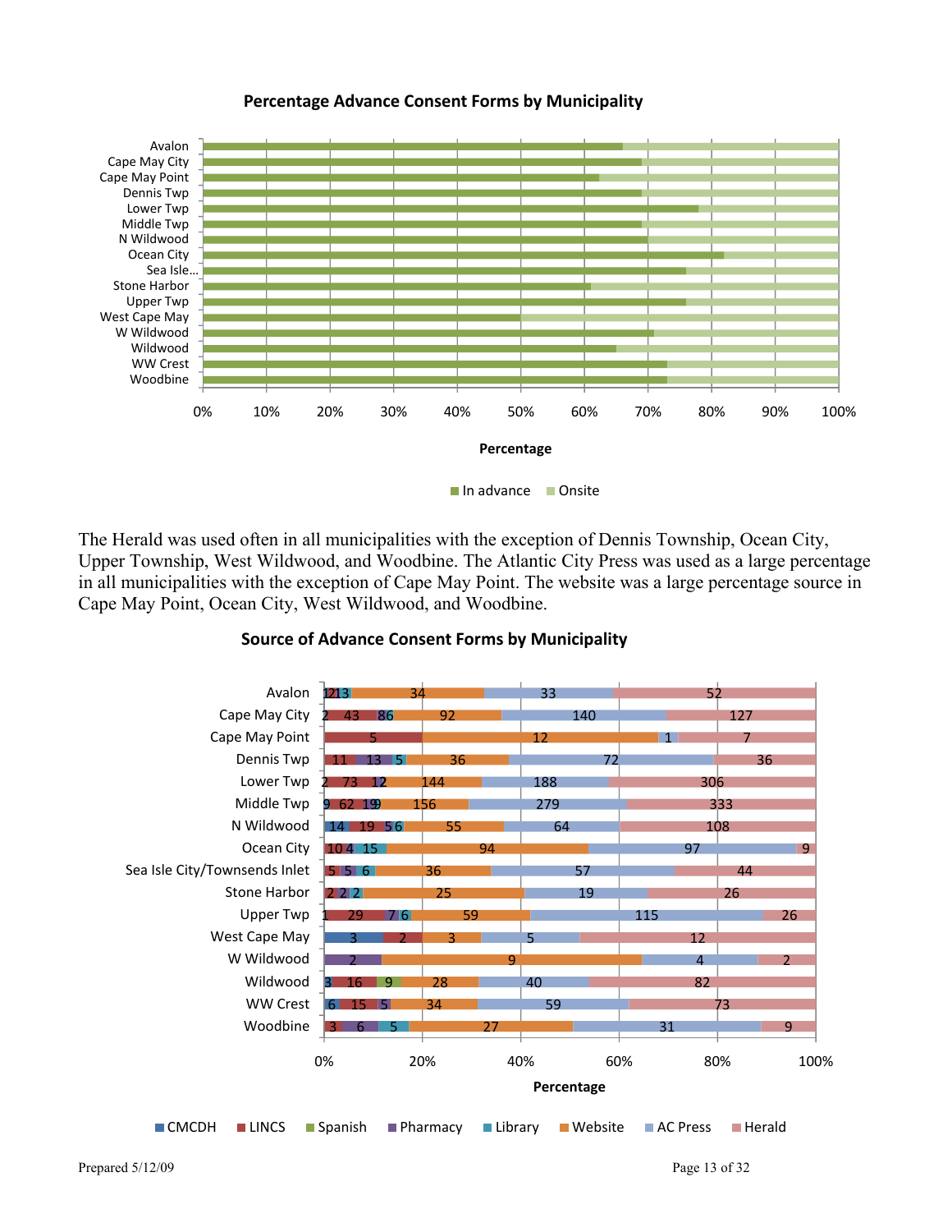**Percentage Advance Consent Forms by Municipality**

The Herald was used often in all municipalities with the exception of Dennis Township, Ocean City, Upper Township, West Wildwood, and Woodbine. The Atlantic City Press was used as a large percentage in all municipalities with the exception of Cape May Point. The website was a large percentage source in Cape May Point, Ocean City, West Wildwood, and Woodbine.

**Source of Advance Consent Forms by Municipality**

Prepared 5/12/09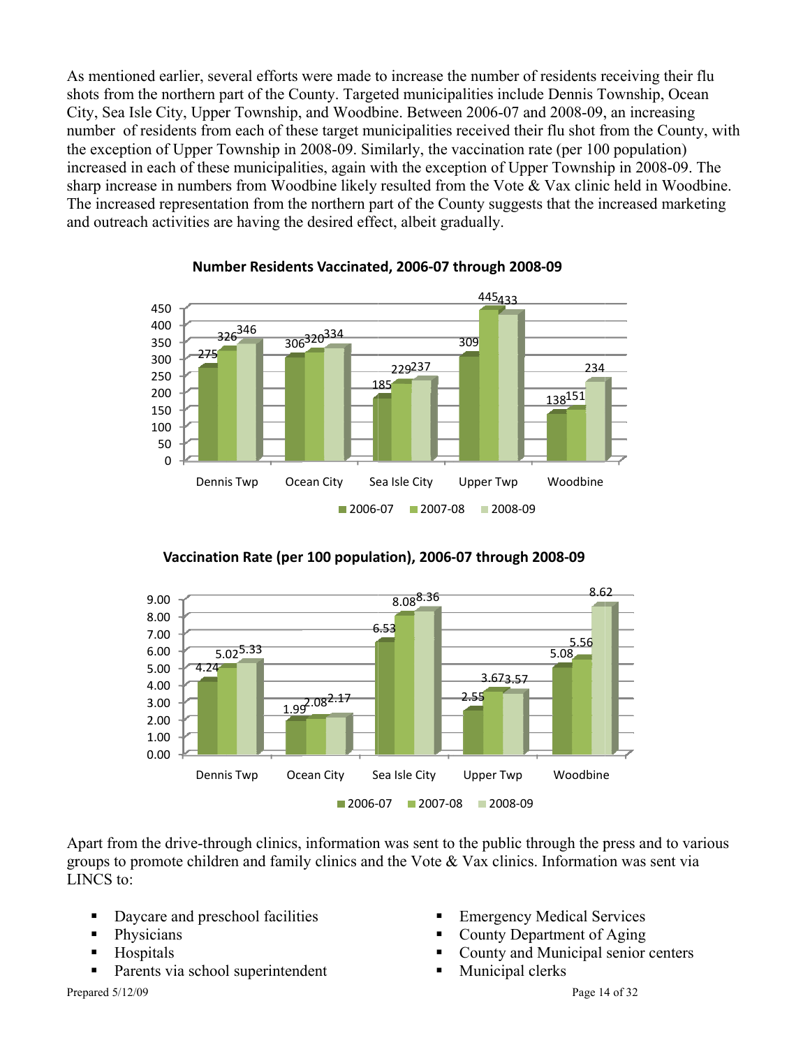As mentioned earlier, several efforts were made to increase the number of residents receiving their flu shots from the northern part of the County. Targeted municipalities include Dennis Township, Ocean City, Sea Isle City, Upper Township, and Woodbine. Between 2006-07 and 2008-09, an increasing number of residents from each of these target municipalities received their flu shot from the County, with the exception of Upper Township in 2008-09. Similarly, the vaccination rate (per 100 population) increased in each of these municipalities, again with the exception of Upper Township in 2008-09. The sharp increase in numbers from Woodbine likely resulted from the Vote & Vax clinic held in Woodbine. The increased representation from the northern part of the County suggests that the increased marketing and outreach activities are having the desired effect, albeit gradually.

**Number Residents Vaccinated, 2006-07 through 2008-09**

| | 2006-07 | 2007-08 | 2008-09 |
|---|---|---|---|
| Dennis Twp | 275 | 326 | 346 |
| Ocean City | 306 | 320 | 334 |
| Sea Isle City | 185 | 229 | 237 |
| Upper Twp | 309 | 445 | 433 |
| Woodbine | 138 | 151 | 234 |

**Vaccination Rate (per 100 population), 2006-07 through 2008-09**

| | 2006-07 | 2007-08 | 2008-09 |
|---|---|---|---|
| Dennis Twp | 4.24 | 5.02 | 5.33 |
| Ocean City | 1.99 | 2.08 | 2.17 |
| Sea Isle City | 6.53 | 8.08 | 8.36 |
| Upper Twp | 2.55 | 3.67 | 3.57 |
| Woodbine | 5.08 | 5.56 | 8.62 |

Apart from the drive-through clinics, information was sent to the public through the press and to various groups to promote children and family clinics and the Vote & Vax clinics. Information was sent via LINCS to:

- Daycare and preschool facilities
- Physicians
- Hospitals
- Parents via school superintendent
- Emergency Medical Services
- County Department of Aging
- County and Municipal senior centers
- Municipal clerks

Prepared 5/12/09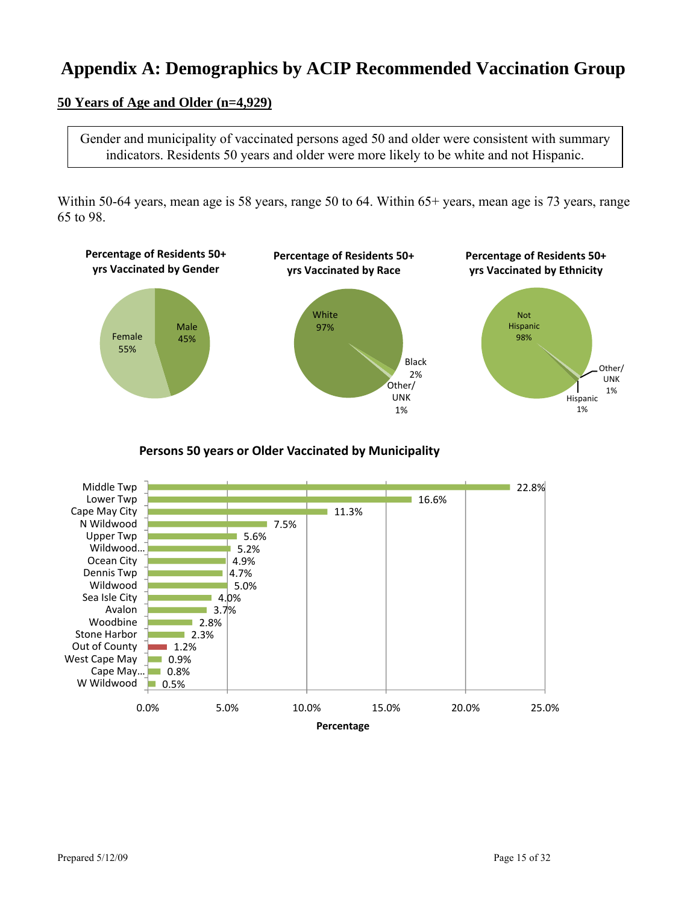# Appendix A: Demographics by ACIP Recommended Vaccination Group

## 50 Years of Age and Older (n=4,929)

> Gender and municipality of vaccinated persons aged 50 and older were consistent with summary indicators. Residents 50 years and older were more likely to be white and not Hispanic.

Within 50-64 years, mean age is 58 years, range 50 to 64. Within 65+ years, mean age is 73 years, range 65 to 98.

**Percentage of Residents 50+ yrs Vaccinated by Gender**

| Gender | Percentage |
|---|---|
| Male | 45% |
| Female | 55% |

**Percentage of Residents 50+ yrs Vaccinated by Race**

| Race | Percentage |
|---|---|
| White | 97% |
| Black | 2% |
| Other/UNK | 1% |

**Percentage of Residents 50+ yrs Vaccinated by Ethnicity**

| Ethnicity | Percentage |
|---|---|
| Not Hispanic | 98% |
| Other/UNK | 1% |
| Hispanic | 1% |

**Persons 50 years or Older Vaccinated by Municipality**

| Municipality | Percentage |
|---|---|
| Middle Twp | 22.8% |
| Lower Twp | 16.6% |
| Cape May City | 11.3% |
| N Wildwood | 7.5% |
| Upper Twp | 5.6% |
| Wildwood... | 5.2% |
| Ocean City | 4.9% |
| Dennis Twp | 4.7% |
| Wildwood | 5.0% |
| Sea Isle City | 4.0% |
| Avalon | 3.7% |
| Woodbine | 2.8% |
| Stone Harbor | 2.3% |
| Out of County | 1.2% |
| West Cape May | 0.9% |
| Cape May... | 0.8% |
| W Wildwood | 0.5% |

Percentage

Prepared 5/12/09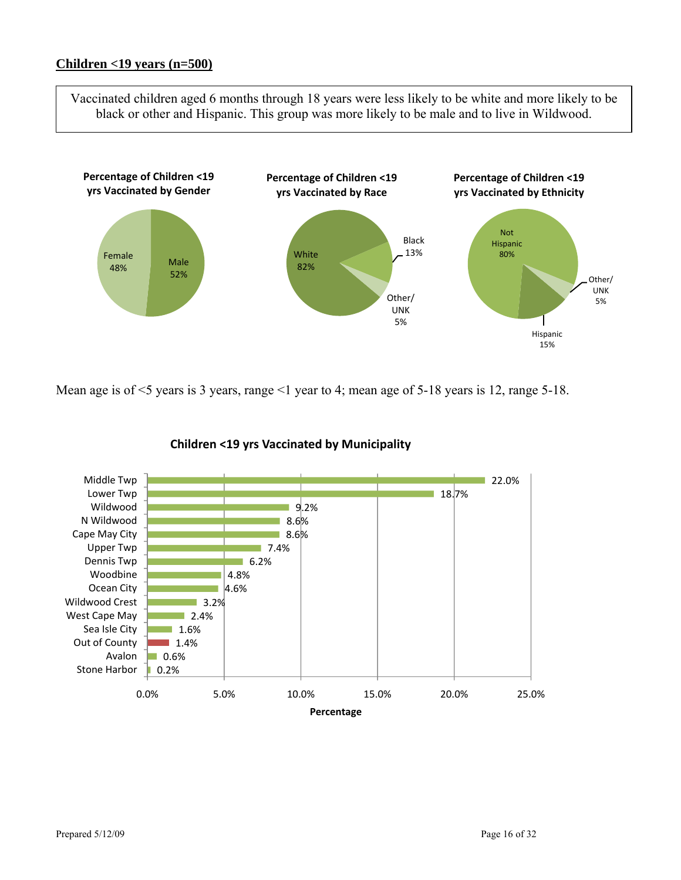## Children <19 years (n=500)

> Vaccinated children aged 6 months through 18 years were less likely to be white and more likely to be black or other and Hispanic. This group was more likely to be male and to live in Wildwood.

**Percentage of Children <19 yrs Vaccinated by Gender**

| Gender | Percentage |
|---|---|
| Male | 52% |
| Female | 48% |

**Percentage of Children <19 yrs Vaccinated by Race**

| Race | Percentage |
|---|---|
| White | 82% |
| Black | 13% |
| Other/UNK | 5% |

**Percentage of Children <19 yrs Vaccinated by Ethnicity**

| Ethnicity | Percentage |
|---|---|
| Not Hispanic | 80% |
| Hispanic | 15% |
| Other/UNK | 5% |

Mean age is of <5 years is 3 years, range <1 year to 4; mean age of 5-18 years is 12, range 5-18.

**Children <19 yrs Vaccinated by Municipality**

| Municipality | Percentage |
|---|---|
| Middle Twp | 22.0% |
| Lower Twp | 18.7% |
| Wildwood | 9.2% |
| N Wildwood | 8.6% |
| Cape May City | 8.6% |
| Upper Twp | 7.4% |
| Dennis Twp | 6.2% |
| Woodbine | 4.8% |
| Ocean City | 4.6% |
| Wildwood Crest | 3.2% |
| West Cape May | 2.4% |
| Sea Isle City | 1.6% |
| Out of County | 1.4% |
| Avalon | 0.6% |
| Stone Harbor | 0.2% |

Prepared 5/12/09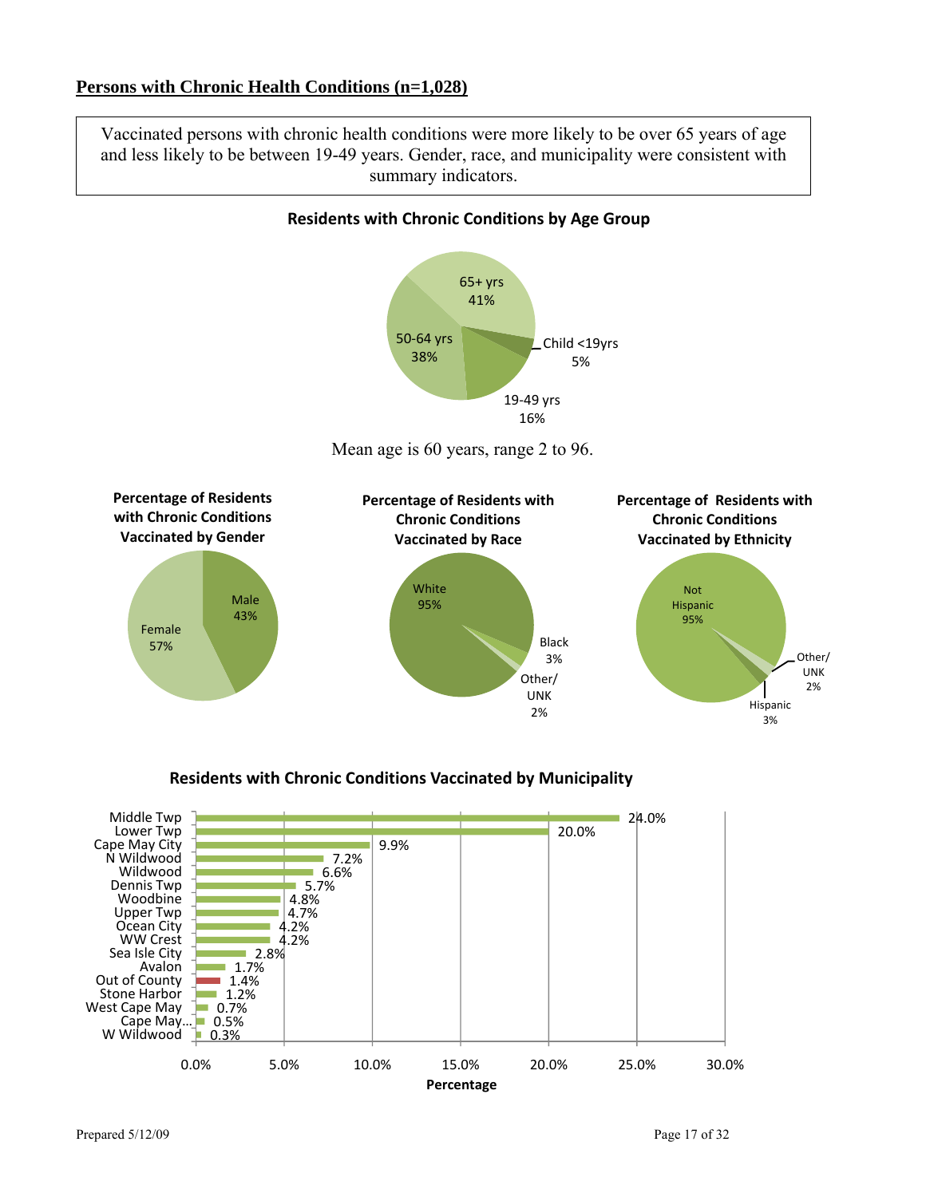## Persons with Chronic Health Conditions (n=1,028)

Vaccinated persons with chronic health conditions were more likely to be over 65 years of age and less likely to be between 19-49 years. Gender, race, and municipality were consistent with summary indicators.

**Residents with Chronic Conditions by Age Group**

| Age Group | Percentage |
|---|---|
| 65+ yrs | 41% |
| 50-64 yrs | 38% |
| 19-49 yrs | 16% |
| Child <19yrs | 5% |

Mean age is 60 years, range 2 to 96.

**Percentage of Residents with Chronic Conditions Vaccinated by Gender**

| Gender | Percentage |
|---|---|
| Female | 57% |
| Male | 43% |

**Percentage of Residents with Chronic Conditions Vaccinated by Race**

| Race | Percentage |
|---|---|
| White | 95% |
| Black | 3% |
| Other/ UNK | 2% |

**Percentage of Residents with Chronic Conditions Vaccinated by Ethnicity**

| Ethnicity | Percentage |
|---|---|
| Not Hispanic | 95% |
| Hispanic | 3% |
| Other/ UNK | 2% |

**Residents with Chronic Conditions Vaccinated by Municipality**

| Municipality | Percentage |
|---|---|
| Middle Twp | 24.0% |
| Lower Twp | 20.0% |
| Cape May City | 9.9% |
| N Wildwood | 7.2% |
| Wildwood | 6.6% |
| Dennis Twp | 5.7% |
| Woodbine | 4.8% |
| Upper Twp | 4.7% |
| Ocean City | 4.2% |
| WW Crest | 4.2% |
| Sea Isle City | 2.8% |
| Avalon | 1.7% |
| Out of County | 1.4% |
| Stone Harbor | 1.2% |
| West Cape May | 0.7% |
| Cape May... | 0.5% |
| W Wildwood | 0.3% |

Prepared 5/12/09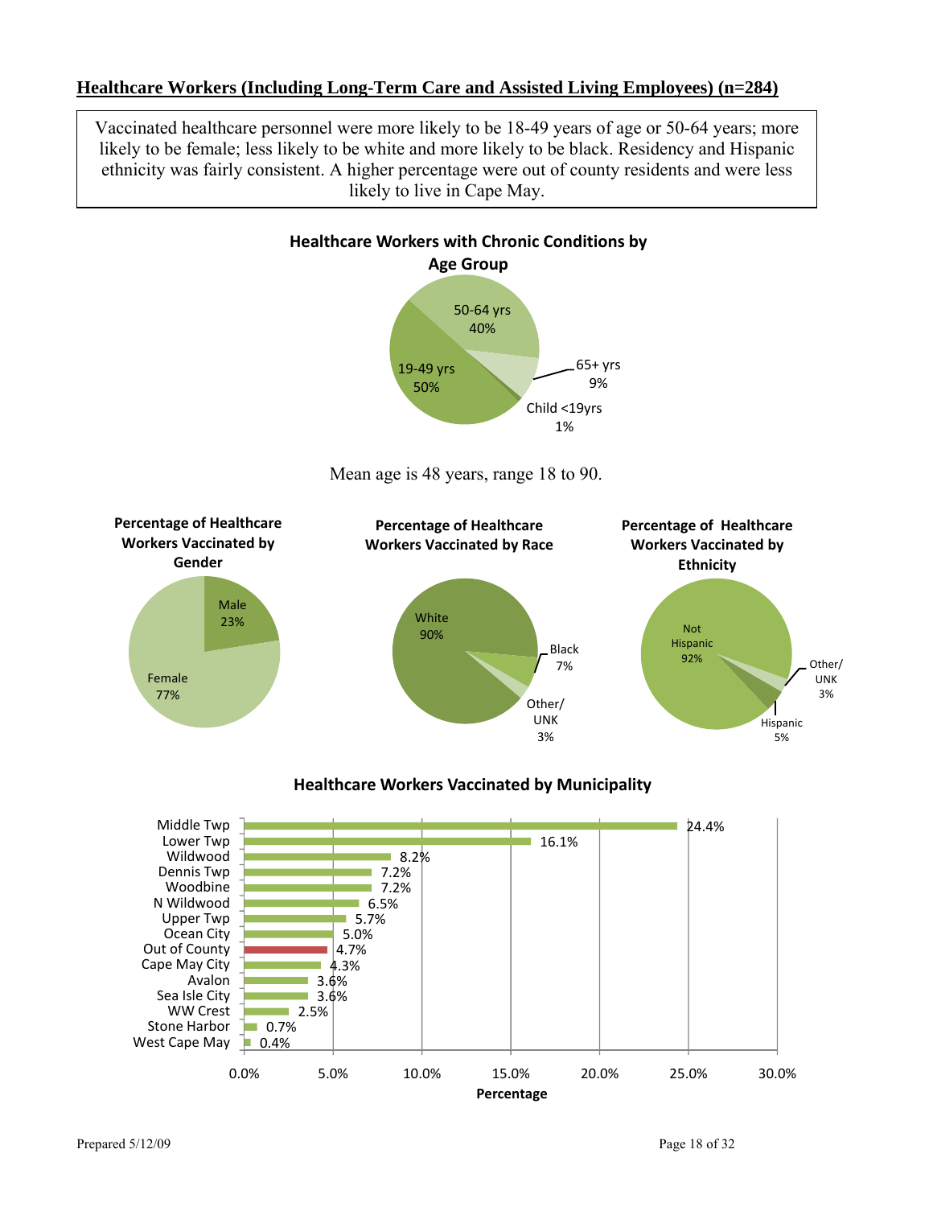## Healthcare Workers (Including Long-Term Care and Assisted Living Employees) (n=284)

Vaccinated healthcare personnel were more likely to be 18-49 years of age or 50-64 years; more likely to be female; less likely to be white and more likely to be black. Residency and Hispanic ethnicity was fairly consistent. A higher percentage were out of county residents and were less likely to live in Cape May.

**Healthcare Workers with Chronic Conditions by Age Group**

| Age Group | Percentage |
|---|---|
| 19-49 yrs | 50% |
| 50-64 yrs | 40% |
| 65+ yrs | 9% |
| Child <19yrs | 1% |

Mean age is 48 years, range 18 to 90.

**Percentage of Healthcare Workers Vaccinated by Gender**

| Gender | Percentage |
|---|---|
| Male | 23% |
| Female | 77% |

**Percentage of Healthcare Workers Vaccinated by Race**

| Race | Percentage |
|---|---|
| White | 90% |
| Black | 7% |
| Other/ UNK | 3% |

**Percentage of Healthcare Workers Vaccinated by Ethnicity**

| Ethnicity | Percentage |
|---|---|
| Not Hispanic | 92% |
| Hispanic | 5% |
| Other/ UNK | 3% |

**Healthcare Workers Vaccinated by Municipality**

| Municipality | Percentage |
|---|---|
| Middle Twp | 24.4% |
| Lower Twp | 16.1% |
| Wildwood | 8.2% |
| Dennis Twp | 7.2% |
| Woodbine | 7.2% |
| N Wildwood | 6.5% |
| Upper Twp | 5.7% |
| Ocean City | 5.0% |
| Out of County | 4.7% |
| Cape May City | 4.3% |
| Avalon | 3.6% |
| Sea Isle City | 3.6% |
| WW Crest | 2.5% |
| Stone Harbor | 0.7% |
| West Cape May | 0.4% |

Prepared 5/12/09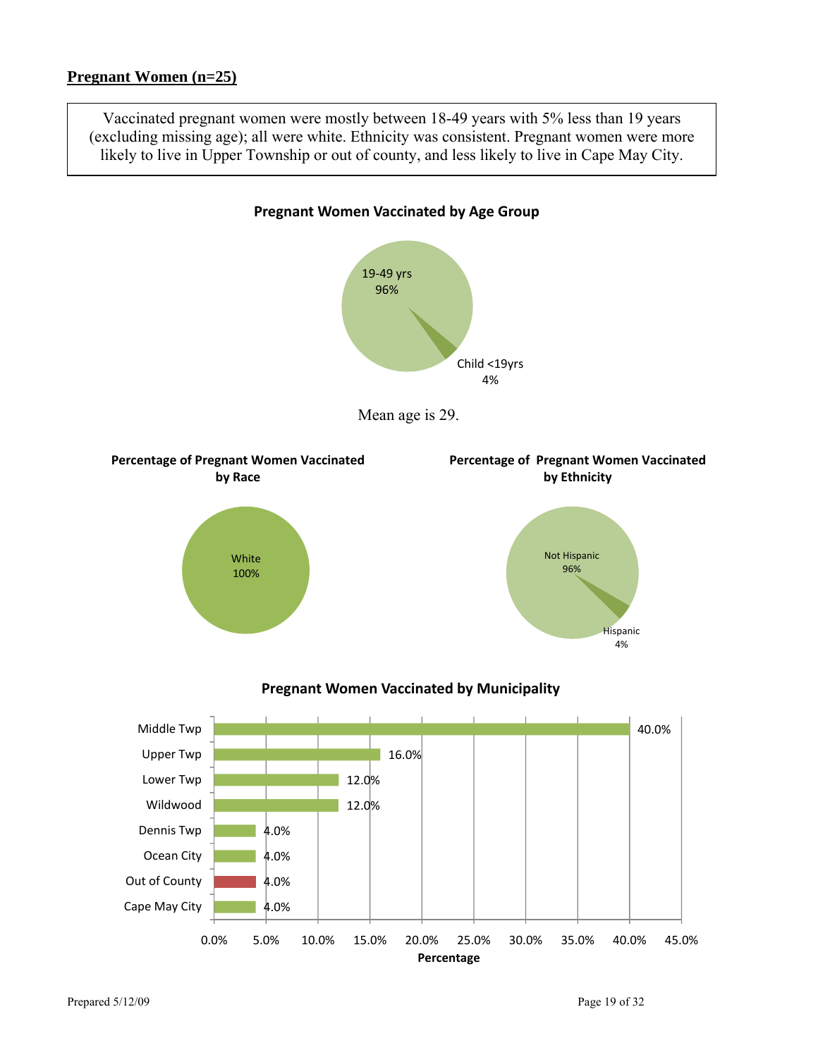## Pregnant Women (n=25)

Vaccinated pregnant women were mostly between 18-49 years with 5% less than 19 years (excluding missing age); all were white. Ethnicity was consistent. Pregnant women were more likely to live in Upper Township or out of county, and less likely to live in Cape May City.

**Pregnant Women Vaccinated by Age Group**

| Age Group | Percentage |
|---|---|
| 19-49 yrs | 96% |
| Child <19yrs | 4% |

Mean age is 29.

**Percentage of Pregnant Women Vaccinated by Race**

| Race | Percentage |
|---|---|
| White | 100% |

**Percentage of Pregnant Women Vaccinated by Ethnicity**

| Ethnicity | Percentage |
|---|---|
| Not Hispanic | 96% |
| Hispanic | 4% |

**Pregnant Women Vaccinated by Municipality**

| Municipality | Percentage |
|---|---|
| Middle Twp | 40.0% |
| Upper Twp | 16.0% |
| Lower Twp | 12.0% |
| Wildwood | 12.0% |
| Dennis Twp | 4.0% |
| Ocean City | 4.0% |
| Out of County | 4.0% |
| Cape May City | 4.0% |

Prepared 5/12/09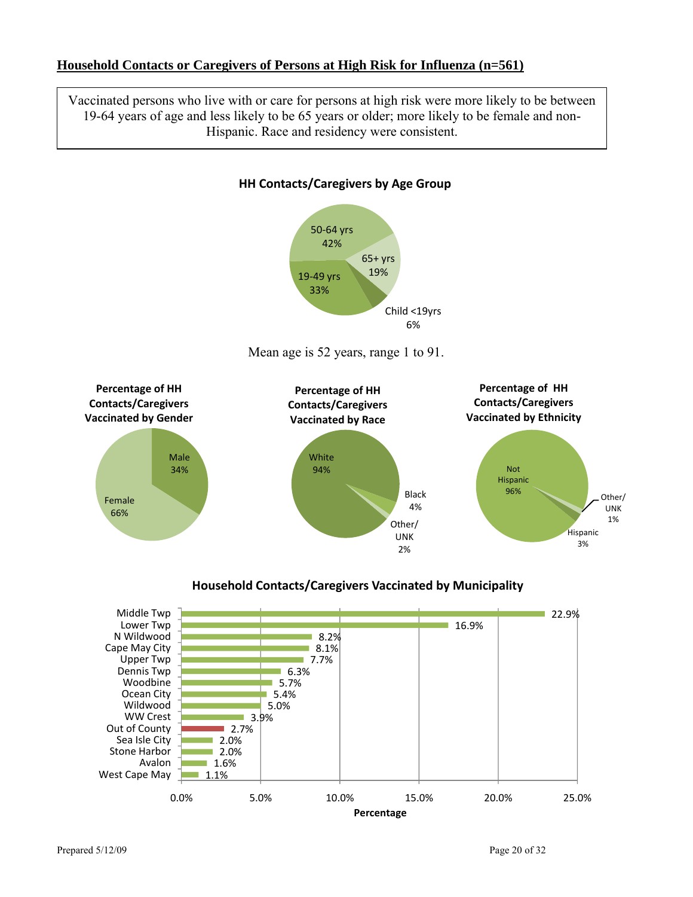## Household Contacts or Caregivers of Persons at High Risk for Influenza (n=561)

Vaccinated persons who live with or care for persons at high risk were more likely to be between 19-64 years of age and less likely to be 65 years or older; more likely to be female and non-Hispanic. Race and residency were consistent.

### HH Contacts/Caregivers by Age Group

| Age Group | Percentage |
|---|---|
| 50-64 yrs | 42% |
| 19-49 yrs | 33% |
| 65+ yrs | 19% |
| Child <19yrs | 6% |

Mean age is 52 years, range 1 to 91.

### Percentage of HH Contacts/Caregivers Vaccinated by Gender

| Gender | Percentage |
|---|---|
| Female | 66% |
| Male | 34% |

### Percentage of HH Contacts/Caregivers Vaccinated by Race

| Race | Percentage |
|---|---|
| White | 94% |
| Black | 4% |
| Other/UNK | 2% |

### Percentage of HH Contacts/Caregivers Vaccinated by Ethnicity

| Ethnicity | Percentage |
|---|---|
| Not Hispanic | 96% |
| Hispanic | 3% |
| Other/UNK | 1% |

### Household Contacts/Caregivers Vaccinated by Municipality

| Municipality | Percentage |
|---|---|
| Middle Twp | 22.9% |
| Lower Twp | 16.9% |
| N Wildwood | 8.2% |
| Cape May City | 8.1% |
| Upper Twp | 7.7% |
| Dennis Twp | 6.3% |
| Woodbine | 5.7% |
| Ocean City | 5.4% |
| Wildwood | 5.0% |
| WW Crest | 3.9% |
| Out of County | 2.7% |
| Sea Isle City | 2.0% |
| Stone Harbor | 2.0% |
| Avalon | 1.6% |
| West Cape May | 1.1% |

Prepared 5/12/09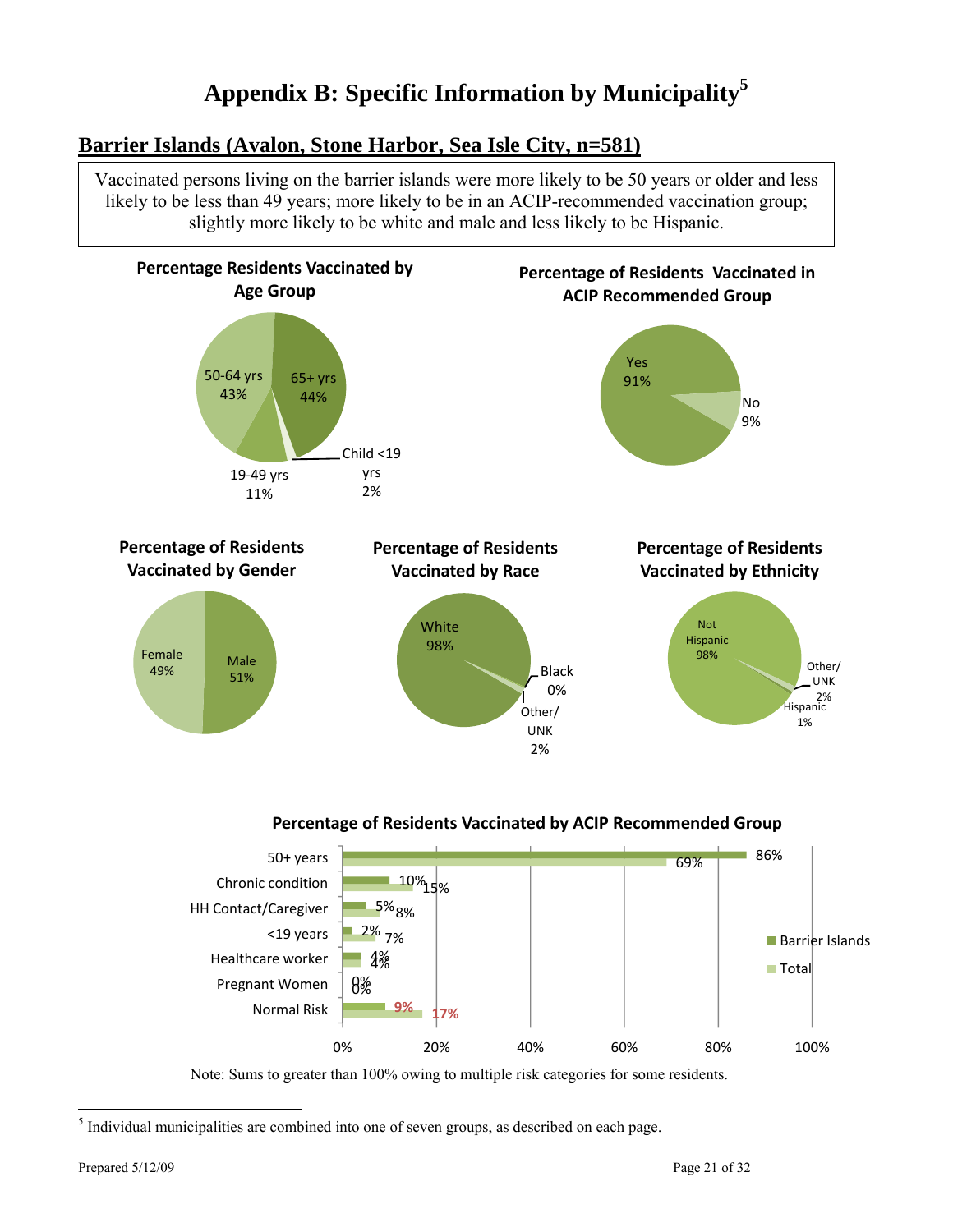# Appendix B: Specific Information by Municipality[5]

## Barrier Islands (Avalon, Stone Harbor, Sea Isle City, n=581)

Vaccinated persons living on the barrier islands were more likely to be 50 years or older and less likely to be less than 49 years; more likely to be in an ACIP-recommended vaccination group; slightly more likely to be white and male and less likely to be Hispanic.

**Percentage Residents Vaccinated by Age Group**

| Age Group | Percentage |
|---|---|
| 65+ yrs | 44% |
| 50-64 yrs | 43% |
| 19-49 yrs | 11% |
| Child <19 yrs | 2% |

**Percentage of Residents Vaccinated in ACIP Recommended Group**

| Response | Percentage |
|---|---|
| Yes | 91% |
| No | 9% |

**Percentage of Residents Vaccinated by Gender**

| Gender | Percentage |
|---|---|
| Male | 51% |
| Female | 49% |

**Percentage of Residents Vaccinated by Race**

| Race | Percentage |
|---|---|
| White | 98% |
| Black | 0% |
| Other/UNK | 2% |

**Percentage of Residents Vaccinated by Ethnicity**

| Ethnicity | Percentage |
|---|---|
| Not Hispanic | 98% |
| Other/UNK | 2% |
| Hispanic | 1% |

**Percentage of Residents Vaccinated by ACIP Recommended Group**

| Group | Barrier Islands | Total |
|---|---|---|
| 50+ years | 86% | 69% |
| Chronic condition | 10% | 15% |
| HH Contact/Caregiver | 5% | 8% |
| <19 years | 2% | 7% |
| Healthcare worker | 4% | 4% |
| Pregnant Women | 0% | 0% |
| Normal Risk | 9% | 17% |

Note: Sums to greater than 100% owing to multiple risk categories for some residents.

[5] Individual municipalities are combined into one of seven groups, as described on each page.

Prepared 5/12/09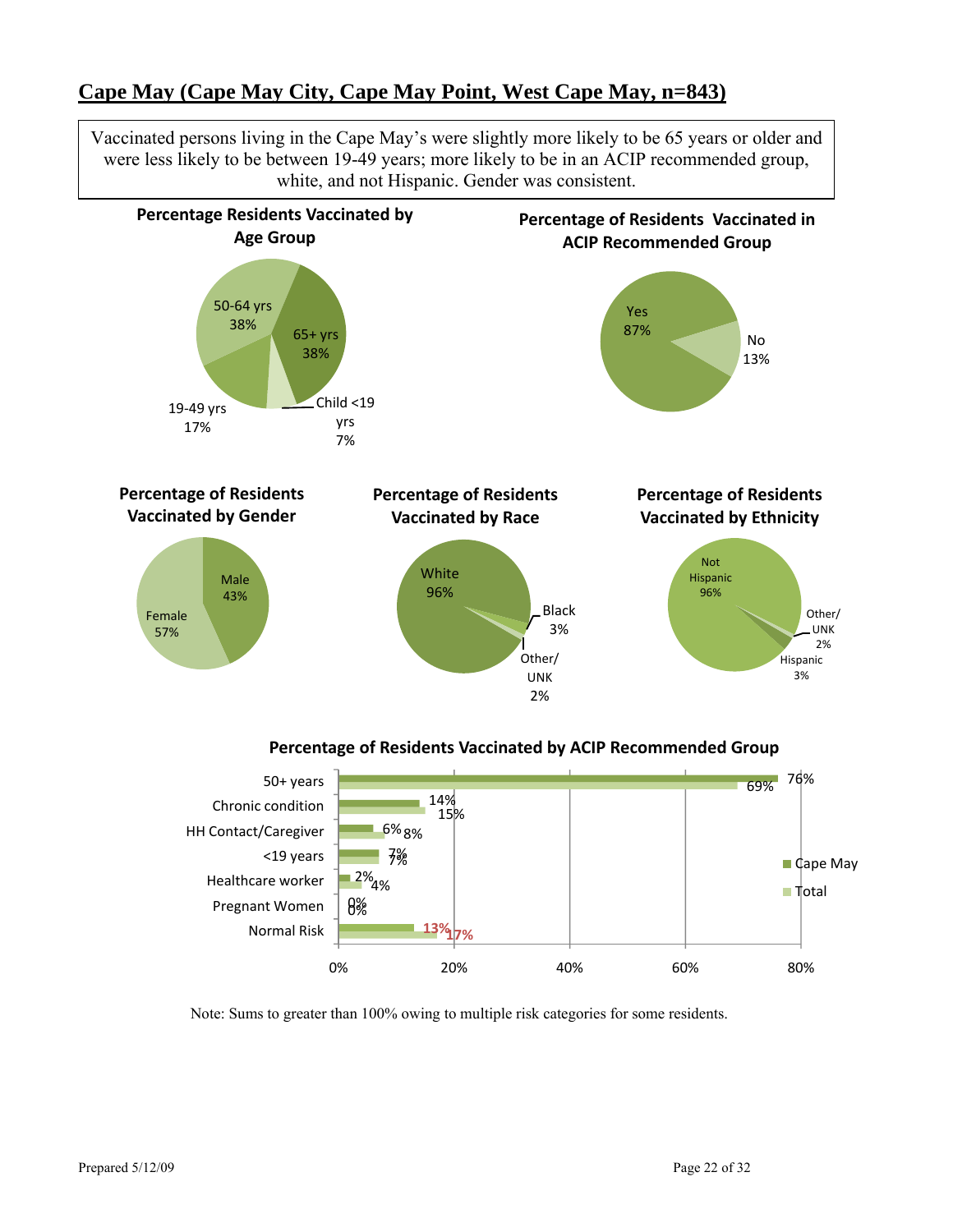## Cape May (Cape May City, Cape May Point, West Cape May, n=843)

Vaccinated persons living in the Cape May's were slightly more likely to be 65 years or older and were less likely to be between 19-49 years; more likely to be in an ACIP recommended group, white, and not Hispanic. Gender was consistent.

**Percentage Residents Vaccinated by Age Group**

| Age Group | Percentage |
|---|---|
| 50-64 yrs | 38% |
| 65+ yrs | 38% |
| 19-49 yrs | 17% |
| Child <19 yrs | 7% |

**Percentage of Residents Vaccinated in ACIP Recommended Group**

| ACIP Recommended Group | Percentage |
|---|---|
| Yes | 87% |
| No | 13% |

**Percentage of Residents Vaccinated by Gender**

| Gender | Percentage |
|---|---|
| Male | 43% |
| Female | 57% |

**Percentage of Residents Vaccinated by Race**

| Race | Percentage |
|---|---|
| White | 96% |
| Black | 3% |
| Other/UNK | 2% |

**Percentage of Residents Vaccinated by Ethnicity**

| Ethnicity | Percentage |
|---|---|
| Not Hispanic | 96% |
| Other/UNK | 2% |
| Hispanic | 3% |

**Percentage of Residents Vaccinated by ACIP Recommended Group**

| Group | Cape May | Total |
|---|---|---|
| 50+ years | 76% | 69% |
| Chronic condition | 14% | 15% |
| HH Contact/Caregiver | 6% | 8% |
| <19 years | 7% | 7% |
| Healthcare worker | 2% | 4% |
| Pregnant Women | 0% | 0% |
| Normal Risk | 13% | 17% |

Note: Sums to greater than 100% owing to multiple risk categories for some residents.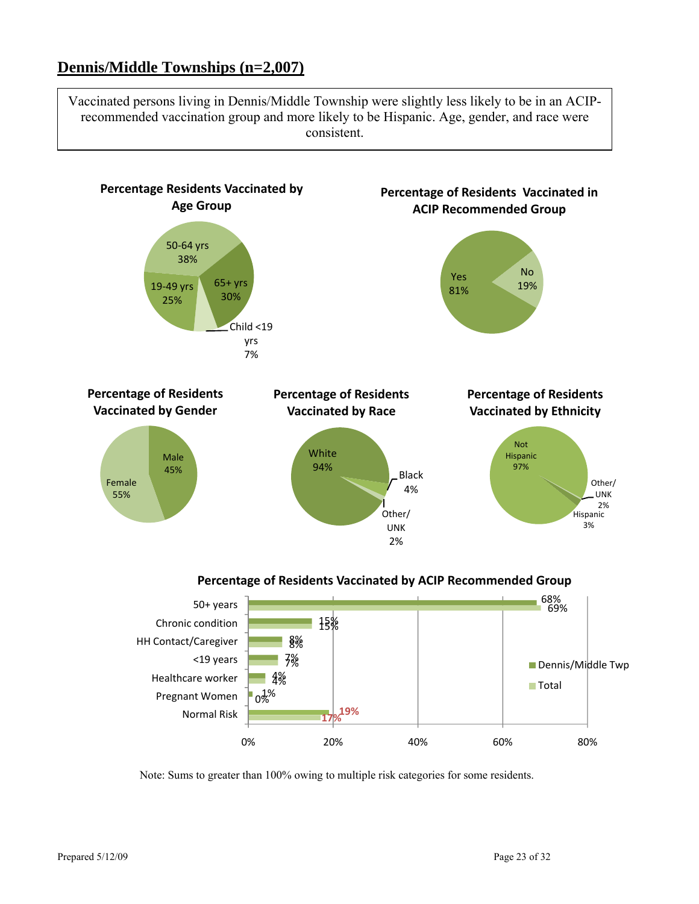## Dennis/Middle Townships (n=2,007)

Vaccinated persons living in Dennis/Middle Township were slightly less likely to be in an ACIP-recommended vaccination group and more likely to be Hispanic. Age, gender, and race were consistent.

**Percentage Residents Vaccinated by Age Group**

| Age Group | Percentage |
|---|---|
| 50-64 yrs | 38% |
| 65+ yrs | 30% |
| 19-49 yrs | 25% |
| Child <19 yrs | 7% |

**Percentage of Residents Vaccinated in ACIP Recommended Group**

| ACIP Recommended Group | Percentage |
|---|---|
| Yes | 81% |
| No | 19% |

**Percentage of Residents Vaccinated by Gender**

| Gender | Percentage |
|---|---|
| Male | 45% |
| Female | 55% |

**Percentage of Residents Vaccinated by Race**

| Race | Percentage |
|---|---|
| White | 94% |
| Black | 4% |
| Other/UNK | 2% |

**Percentage of Residents Vaccinated by Ethnicity**

| Ethnicity | Percentage |
|---|---|
| Not Hispanic | 97% |
| Other/UNK | 2% |
| Hispanic | 3% |

**Percentage of Residents Vaccinated by ACIP Recommended Group**

| Group | Dennis/Middle Twp | Total |
|---|---|---|
| 50+ years | 68% | 69% |
| Chronic condition | 15% | 15% |
| HH Contact/Caregiver | 8% | 8% |
| <19 years | 7% | 7% |
| Healthcare worker | 4% | 4% |
| Pregnant Women | 1% | 0% |
| Normal Risk | 19% | 17% |

Note: Sums to greater than 100% owing to multiple risk categories for some residents.

Prepared 5/12/09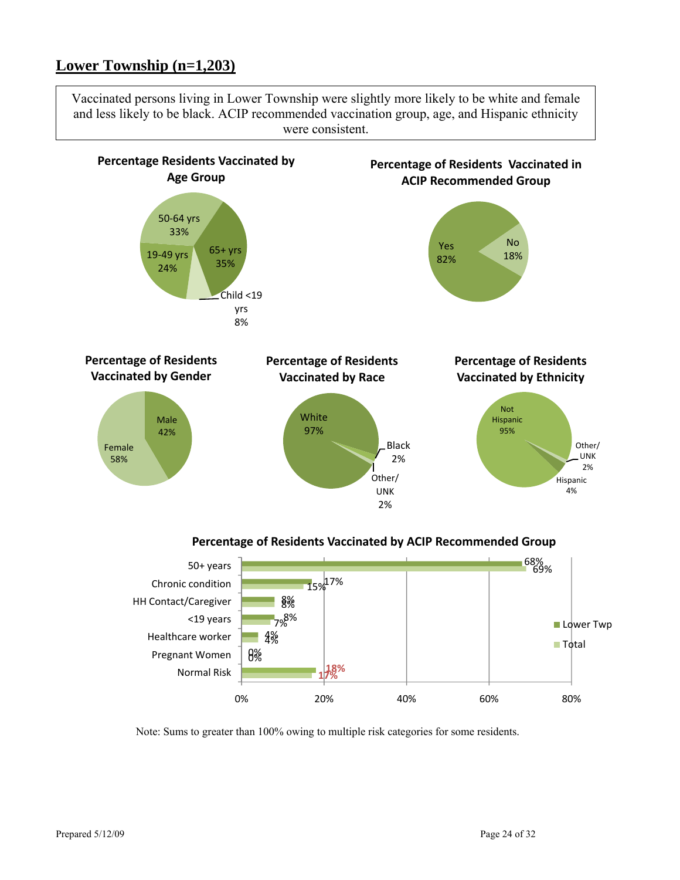## Lower Township (n=1,203)

Vaccinated persons living in Lower Township were slightly more likely to be white and female and less likely to be black. ACIP recommended vaccination group, age, and Hispanic ethnicity were consistent.

**Percentage Residents Vaccinated by Age Group**

| Age Group | Percentage |
|---|---|
| 50-64 yrs | 33% |
| 65+ yrs | 35% |
| 19-49 yrs | 24% |
| Child <19 yrs | 8% |

**Percentage of Residents Vaccinated in ACIP Recommended Group**

| Response | Percentage |
|---|---|
| Yes | 82% |
| No | 18% |

**Percentage of Residents Vaccinated by Gender**

| Gender | Percentage |
|---|---|
| Male | 42% |
| Female | 58% |

**Percentage of Residents Vaccinated by Race**

| Race | Percentage |
|---|---|
| White | 97% |
| Black | 2% |
| Other/UNK | 2% |

**Percentage of Residents Vaccinated by Ethnicity**

| Ethnicity | Percentage |
|---|---|
| Not Hispanic | 95% |
| Other/UNK | 2% |
| Hispanic | 4% |

**Percentage of Residents Vaccinated by ACIP Recommended Group**

| Group | Lower Twp | Total |
|---|---|---|
| 50+ years | 68% | 69% |
| Chronic condition | 17% | 15% |
| HH Contact/Caregiver | 8% | 8% |
| <19 years | 8% | 7% |
| Healthcare worker | 4% | 4% |
| Pregnant Women | 0% | 0% |
| Normal Risk | 18% | 17% |

Note: Sums to greater than 100% owing to multiple risk categories for some residents.

Prepared 5/12/09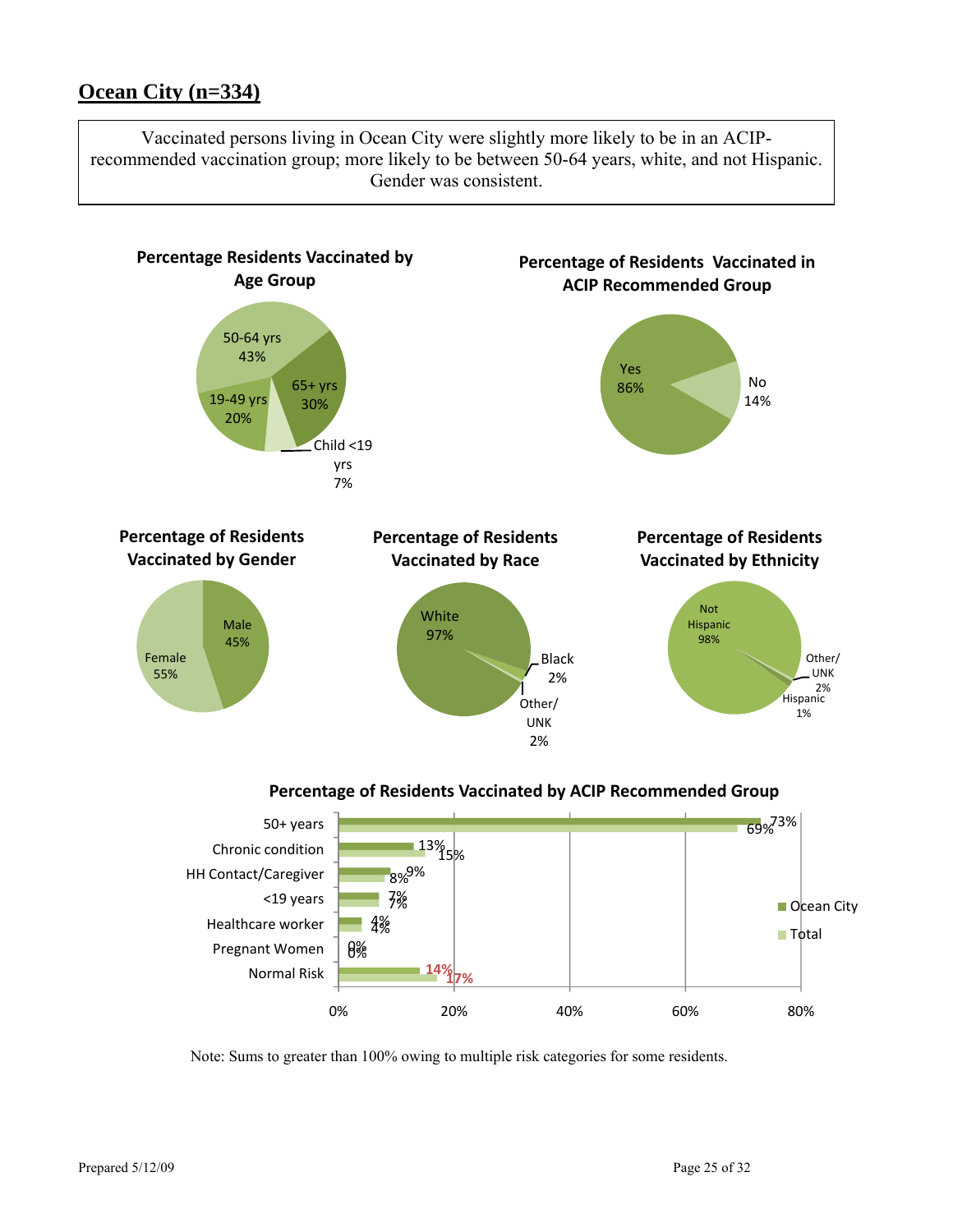## Ocean City (n=334)

Vaccinated persons living in Ocean City were slightly more likely to be in an ACIP-recommended vaccination group; more likely to be between 50-64 years, white, and not Hispanic. Gender was consistent.

**Percentage Residents Vaccinated by Age Group**

| Age Group | Percentage |
|---|---|
| 50-64 yrs | 43% |
| 65+ yrs | 30% |
| 19-49 yrs | 20% |
| Child <19 yrs | 7% |

**Percentage of Residents Vaccinated in ACIP Recommended Group**

| Response | Percentage |
|---|---|
| Yes | 86% |
| No | 14% |

**Percentage of Residents Vaccinated by Gender**

| Gender | Percentage |
|---|---|
| Male | 45% |
| Female | 55% |

**Percentage of Residents Vaccinated by Race**

| Race | Percentage |
|---|---|
| White | 97% |
| Black | 2% |
| Other/UNK | 2% |

**Percentage of Residents Vaccinated by Ethnicity**

| Ethnicity | Percentage |
|---|---|
| Not Hispanic | 98% |
| Other/UNK | 2% |
| Hispanic | 1% |

**Percentage of Residents Vaccinated by ACIP Recommended Group**

| Group | Ocean City | Total |
|---|---|---|
| 50+ years | 73% | 69% |
| Chronic condition | 13% | 15% |
| HH Contact/Caregiver | 9% | 8% |
| <19 years | 7% | 7% |
| Healthcare worker | 4% | 4% |
| Pregnant Women | 0% | 0% |
| Normal Risk | 14% | 17% |

Note: Sums to greater than 100% owing to multiple risk categories for some residents.

Prepared 5/12/09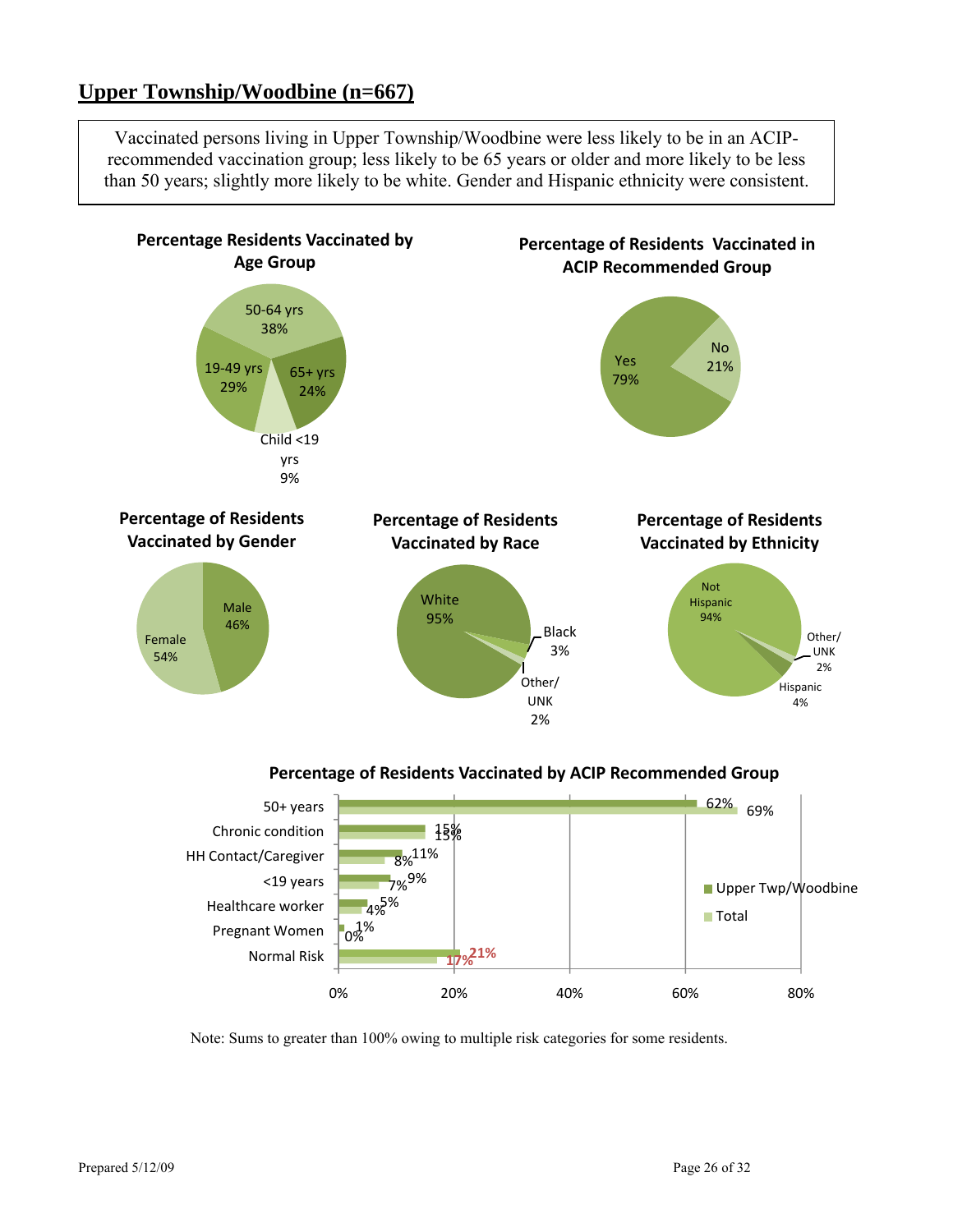## Upper Township/Woodbine (n=667)

Vaccinated persons living in Upper Township/Woodbine were less likely to be in an ACIP-recommended vaccination group; less likely to be 65 years or older and more likely to be less than 50 years; slightly more likely to be white. Gender and Hispanic ethnicity were consistent.

**Percentage Residents Vaccinated by Age Group**

| Age Group | Percentage |
|---|---|
| 50-64 yrs | 38% |
| 19-49 yrs | 29% |
| 65+ yrs | 24% |
| Child <19 yrs | 9% |

**Percentage of Residents Vaccinated in ACIP Recommended Group**

| Response | Percentage |
|---|---|
| Yes | 79% |
| No | 21% |

**Percentage of Residents Vaccinated by Gender**

| Gender | Percentage |
|---|---|
| Male | 46% |
| Female | 54% |

**Percentage of Residents Vaccinated by Race**

| Race | Percentage |
|---|---|
| White | 95% |
| Black | 3% |
| Other/UNK | 2% |

**Percentage of Residents Vaccinated by Ethnicity**

| Ethnicity | Percentage |
|---|---|
| Not Hispanic | 94% |
| Hispanic | 4% |
| Other/UNK | 2% |

**Percentage of Residents Vaccinated by ACIP Recommended Group**

| Group | Upper Twp/Woodbine | Total |
|---|---|---|
| 50+ years | 62% | 69% |
| Chronic condition | 15% | 15% |
| HH Contact/Caregiver | 11% | 8% |
| <19 years | 9% | 7% |
| Healthcare worker | 5% | 4% |
| Pregnant Women | 1% | 0% |
| Normal Risk | 21% | 17% |

Note: Sums to greater than 100% owing to multiple risk categories for some residents.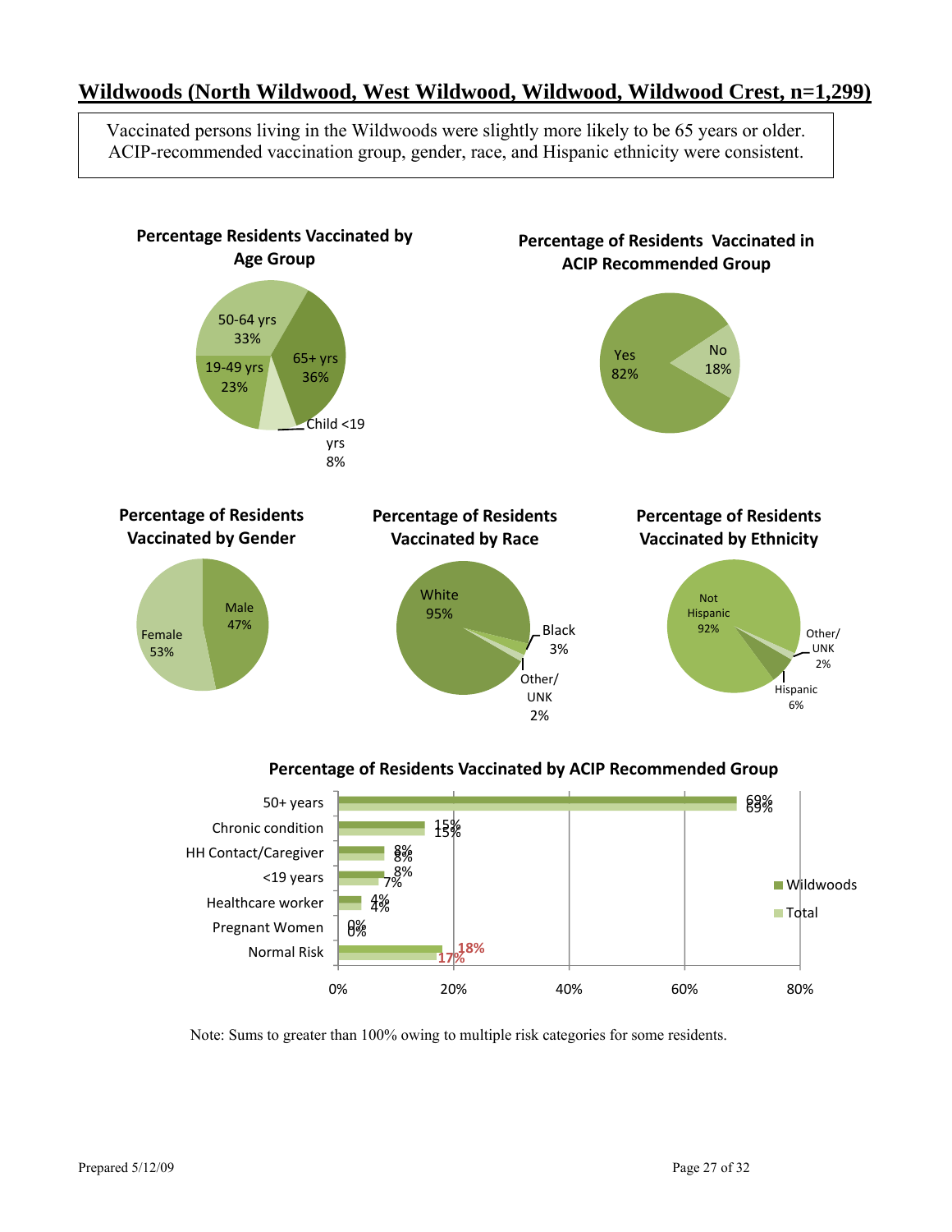## Wildwoods (North Wildwood, West Wildwood, Wildwood, Wildwood Crest, n=1,299)

Vaccinated persons living in the Wildwoods were slightly more likely to be 65 years or older. ACIP-recommended vaccination group, gender, race, and Hispanic ethnicity were consistent.

**Percentage Residents Vaccinated by Age Group**

50-64 yrs 33%
65+ yrs 36%
19-49 yrs 23%
Child <19 yrs 8%

**Percentage of Residents Vaccinated in ACIP Recommended Group**

Yes 82%
No 18%

**Percentage of Residents Vaccinated by Gender**

Male 47%
Female 53%

**Percentage of Residents Vaccinated by Race**

White 95%
Black 3%
Other/ UNK 2%

**Percentage of Residents Vaccinated by Ethnicity**

Not Hispanic 92%
Other/ UNK 2%
Hispanic 6%

**Percentage of Residents Vaccinated by ACIP Recommended Group**

50+ years 69% 69%
Chronic condition 15% 15%
HH Contact/Caregiver 8% 8%
<19 years 8% 7%
Healthcare worker 4% 4%
Pregnant Women 0% 0%
Normal Risk 18% 17%

0% 20% 40% 60% 80%

Wildwoods
Total

Note: Sums to greater than 100% owing to multiple risk categories for some residents.

Prepared 5/12/09